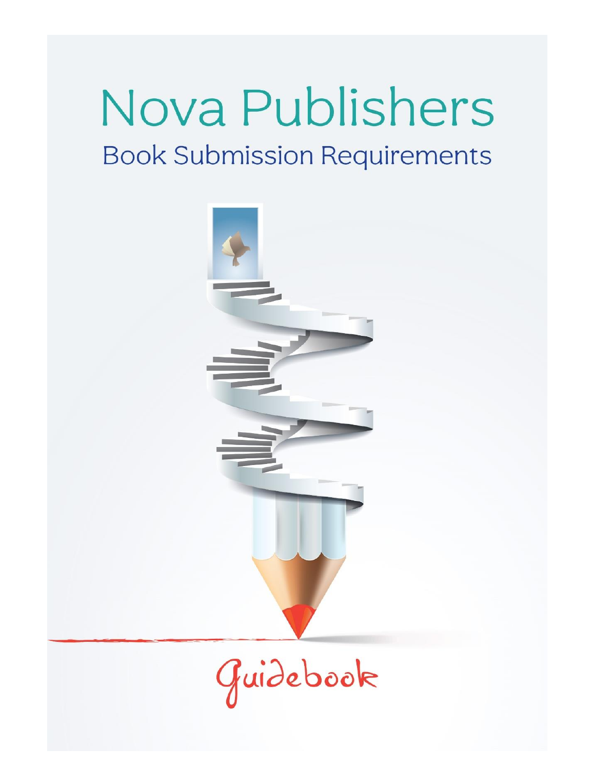# Nova Publishers

## Book Submission Requirements

Guidebook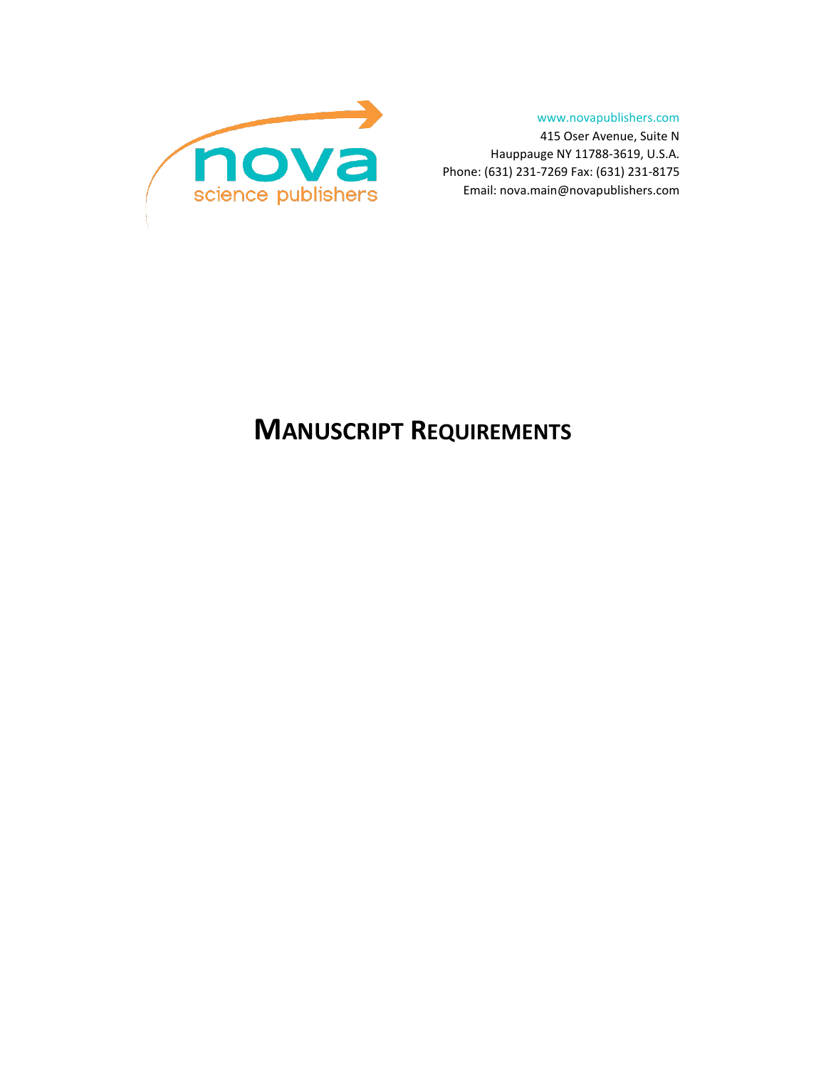nova science publishers

www.novapublishers.com
415 Oser Avenue, Suite N
Hauppauge NY 11788-3619, U.S.A.
Phone: (631) 231-7269 Fax: (631) 231-8175
Email: nova.main@novapublishers.com

# MANUSCRIPT REQUIREMENTS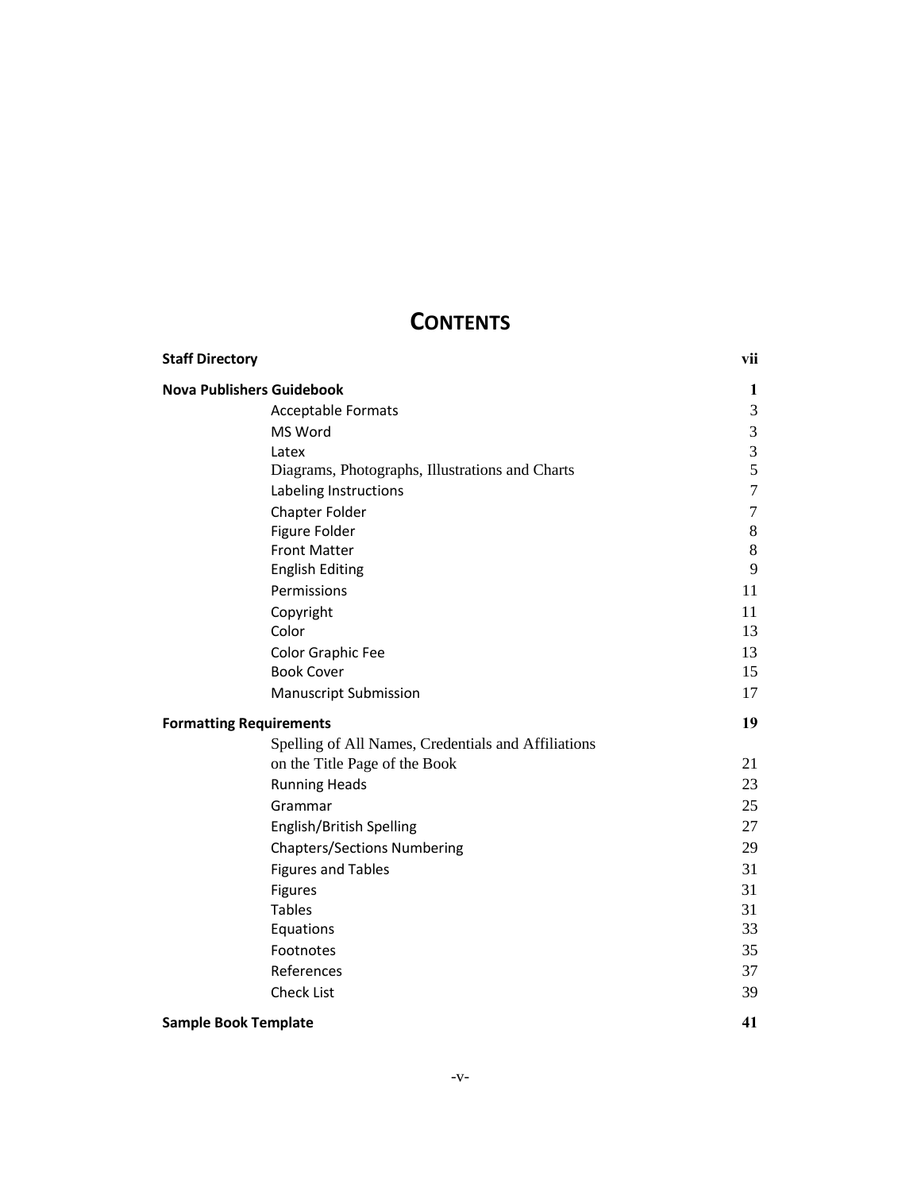# CONTENTS

| | |
|---|---|
| **Staff Directory** | **vii** |
| **Nova Publishers Guidebook** | **1** |
| Acceptable Formats | 3 |
| MS Word | 3 |
| Latex | 3 |
| Diagrams, Photographs, Illustrations and Charts | 5 |
| Labeling Instructions | 7 |
| Chapter Folder | 7 |
| Figure Folder | 8 |
| Front Matter | 8 |
| English Editing | 9 |
| Permissions | 11 |
| Copyright | 11 |
| Color | 13 |
| Color Graphic Fee | 13 |
| Book Cover | 15 |
| Manuscript Submission | 17 |
| **Formatting Requirements** | **19** |
| Spelling of All Names, Credentials and Affiliations on the Title Page of the Book | 21 |
| Running Heads | 23 |
| Grammar | 25 |
| English/British Spelling | 27 |
| Chapters/Sections Numbering | 29 |
| Figures and Tables | 31 |
| Figures | 31 |
| Tables | 31 |
| Equations | 33 |
| Footnotes | 35 |
| References | 37 |
| Check List | 39 |
| **Sample Book Template** | **41** |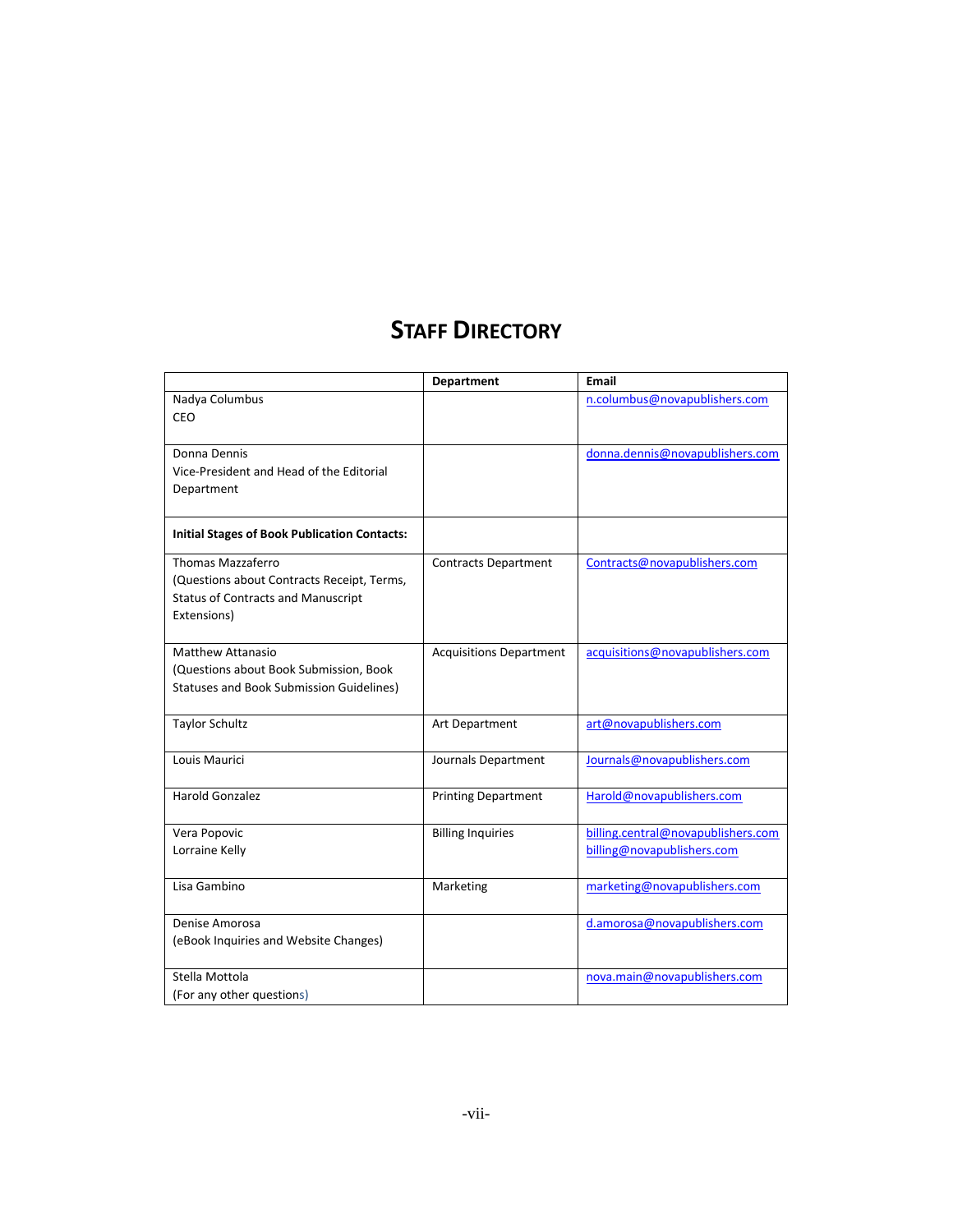# STAFF DIRECTORY

| | Department | Email |
|---|---|---|
| Nadya Columbus<br>CEO | | n.columbus@novapublishers.com |
| Donna Dennis<br>Vice-President and Head of the Editorial Department | | donna.dennis@novapublishers.com |
| **Initial Stages of Book Publication Contacts:** | | |
| Thomas Mazzaferro<br>(Questions about Contracts Receipt, Terms, Status of Contracts and Manuscript Extensions) | Contracts Department | Contracts@novapublishers.com |
| Matthew Attanasio<br>(Questions about Book Submission, Book Statuses and Book Submission Guidelines) | Acquisitions Department | acquisitions@novapublishers.com |
| Taylor Schultz | Art Department | art@novapublishers.com |
| Louis Maurici | Journals Department | Journals@novapublishers.com |
| Harold Gonzalez | Printing Department | Harold@novapublishers.com |
| Vera Popovic<br>Lorraine Kelly | Billing Inquiries | billing.central@novapublishers.com<br>billing@novapublishers.com |
| Lisa Gambino | Marketing | marketing@novapublishers.com |
| Denise Amorosa<br>(eBook Inquiries and Website Changes) | | d.amorosa@novapublishers.com |
| Stella Mottola<br>(For any other questions) | | nova.main@novapublishers.com |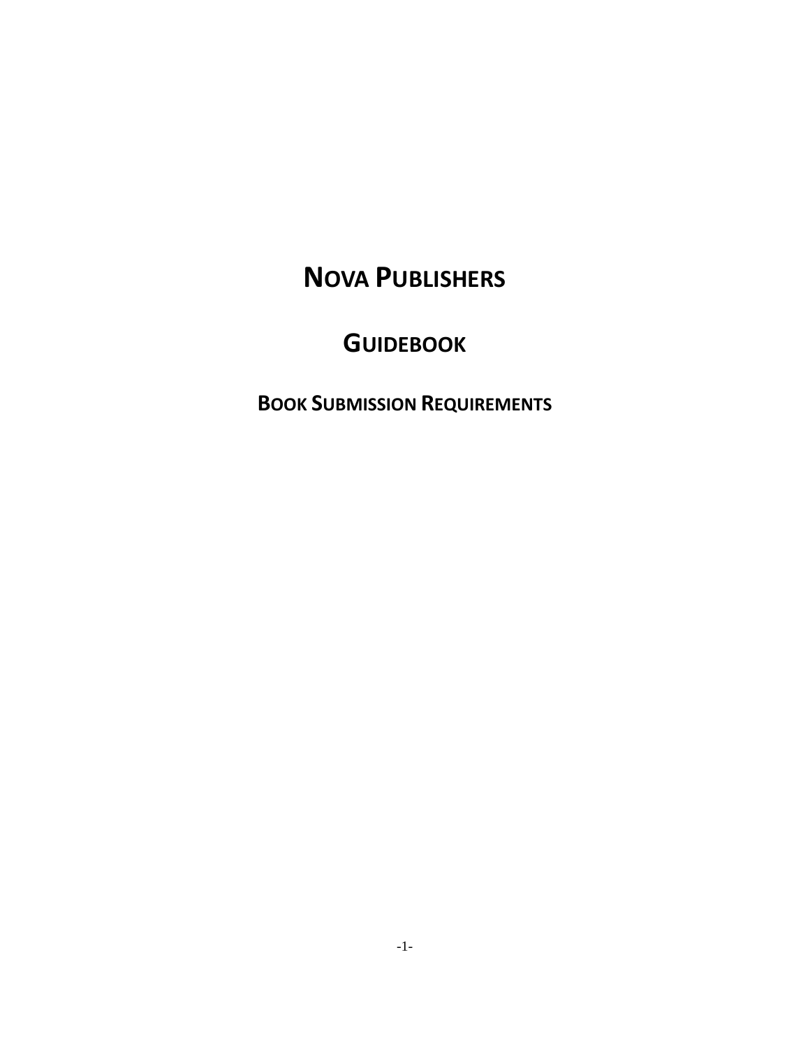# NOVA PUBLISHERS

## GUIDEBOOK

### BOOK SUBMISSION REQUIREMENTS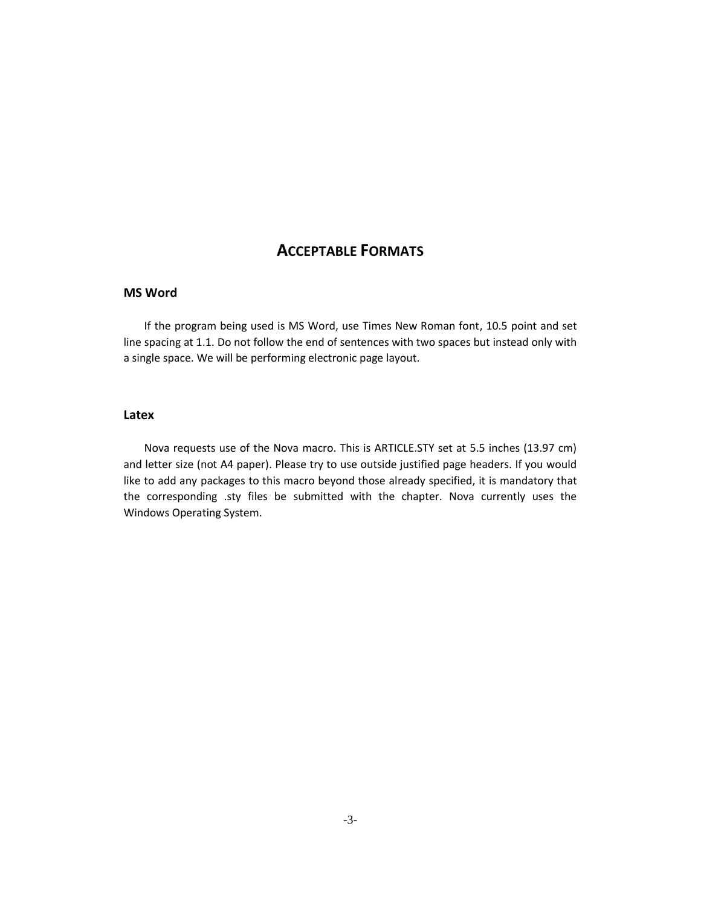# ACCEPTABLE FORMATS

### MS Word

If the program being used is MS Word, use Times New Roman font, 10.5 point and set line spacing at 1.1. Do not follow the end of sentences with two spaces but instead only with a single space. We will be performing electronic page layout.

### Latex

Nova requests use of the Nova macro. This is ARTICLE.STY set at 5.5 inches (13.97 cm) and letter size (not A4 paper). Please try to use outside justified page headers. If you would like to add any packages to this macro beyond those already specified, it is mandatory that the corresponding .sty files be submitted with the chapter. Nova currently uses the Windows Operating System.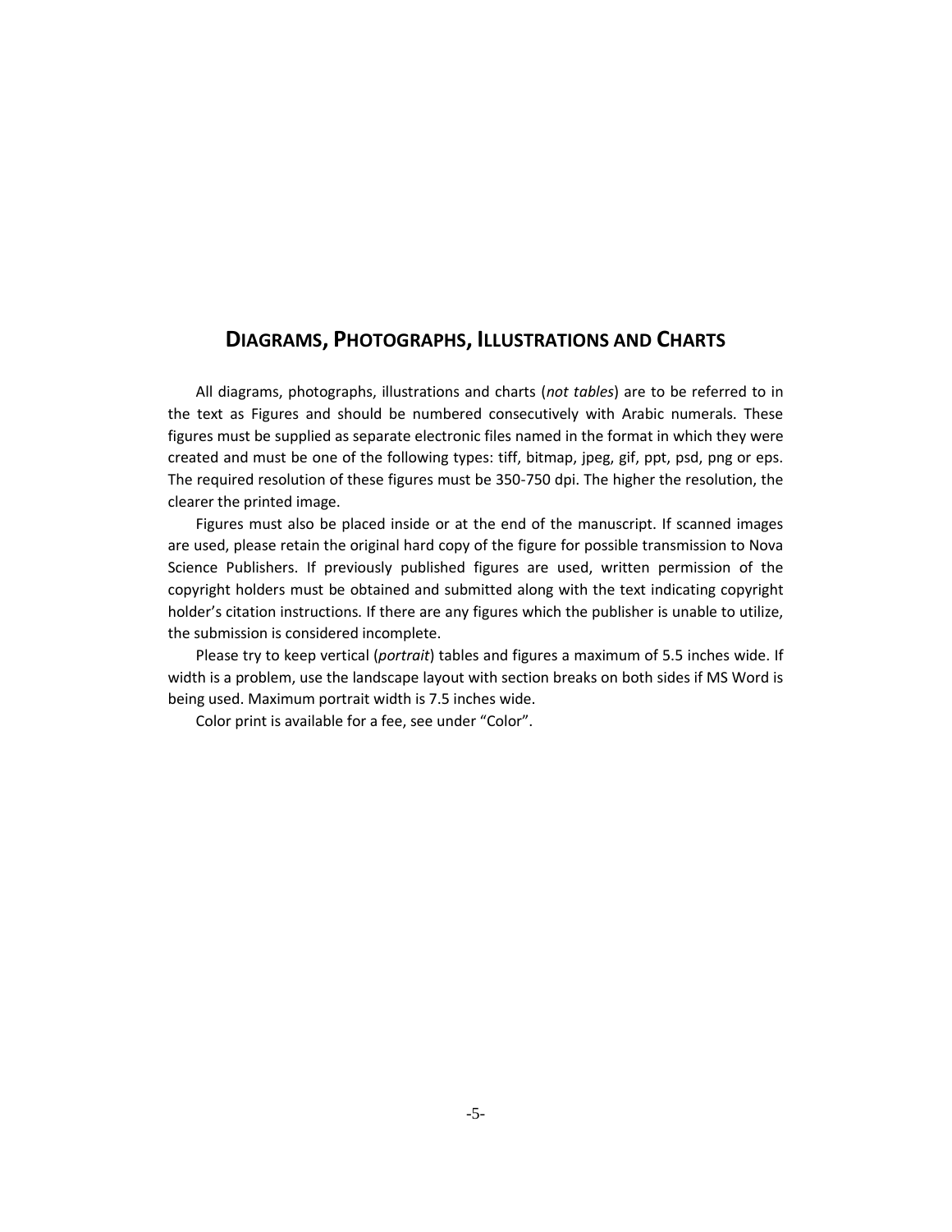## DIAGRAMS, PHOTOGRAPHS, ILLUSTRATIONS AND CHARTS

All diagrams, photographs, illustrations and charts (*not tables*) are to be referred to in the text as Figures and should be numbered consecutively with Arabic numerals. These figures must be supplied as separate electronic files named in the format in which they were created and must be one of the following types: tiff, bitmap, jpeg, gif, ppt, psd, png or eps. The required resolution of these figures must be 350-750 dpi. The higher the resolution, the clearer the printed image.

Figures must also be placed inside or at the end of the manuscript. If scanned images are used, please retain the original hard copy of the figure for possible transmission to Nova Science Publishers. If previously published figures are used, written permission of the copyright holders must be obtained and submitted along with the text indicating copyright holder's citation instructions. If there are any figures which the publisher is unable to utilize, the submission is considered incomplete.

Please try to keep vertical (*portrait*) tables and figures a maximum of 5.5 inches wide. If width is a problem, use the landscape layout with section breaks on both sides if MS Word is being used. Maximum portrait width is 7.5 inches wide.

Color print is available for a fee, see under "Color".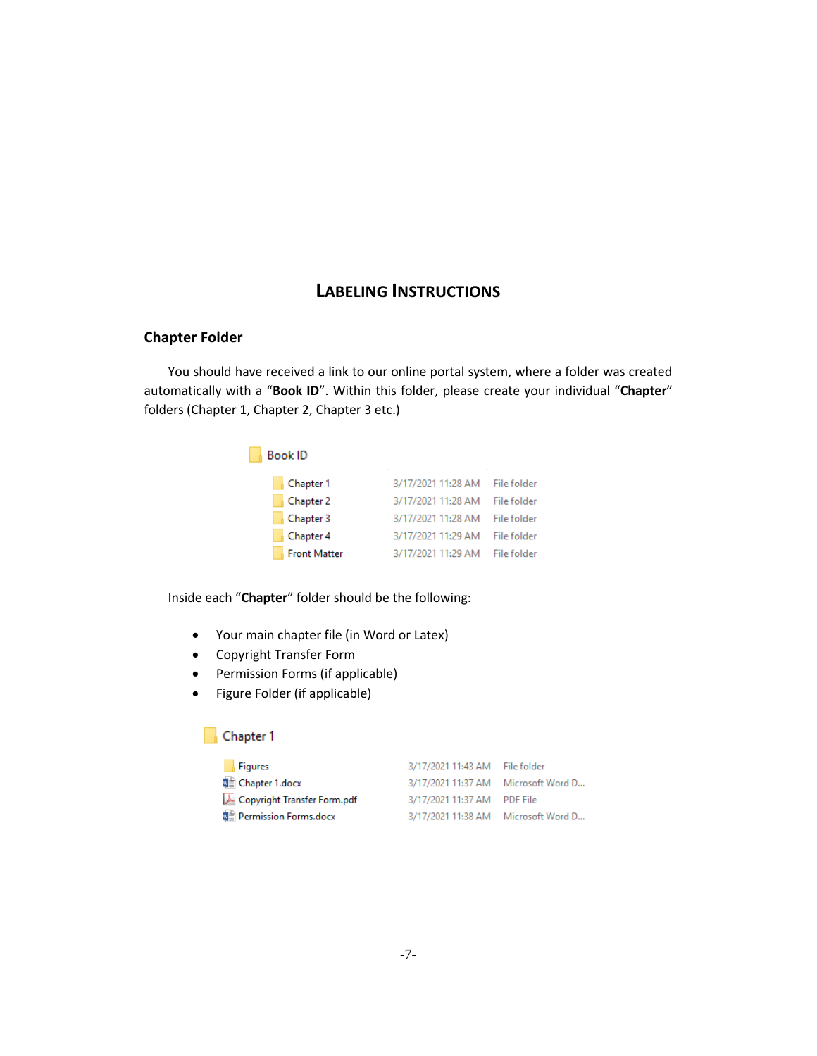# Labeling Instructions

## Chapter Folder

You should have received a link to our online portal system, where a folder was created automatically with a "**Book ID**". Within this folder, please create your individual "**Chapter**" folders (Chapter 1, Chapter 2, Chapter 3 etc.)

Book ID

| Name | Date modified | Type |
| --- | --- | --- |
| Chapter 1 | 3/17/2021 11:28 AM | File folder |
| Chapter 2 | 3/17/2021 11:28 AM | File folder |
| Chapter 3 | 3/17/2021 11:28 AM | File folder |
| Chapter 4 | 3/17/2021 11:29 AM | File folder |
| Front Matter | 3/17/2021 11:29 AM | File folder |

Inside each "**Chapter**" folder should be the following:

- Your main chapter file (in Word or Latex)
- Copyright Transfer Form
- Permission Forms (if applicable)
- Figure Folder (if applicable)

Chapter 1

| Name | Date modified | Type |
| --- | --- | --- |
| Figures | 3/17/2021 11:43 AM | File folder |
| Chapter 1.docx | 3/17/2021 11:37 AM | Microsoft Word D... |
| Copyright Transfer Form.pdf | 3/17/2021 11:37 AM | PDF File |
| Permission Forms.docx | 3/17/2021 11:38 AM | Microsoft Word D... |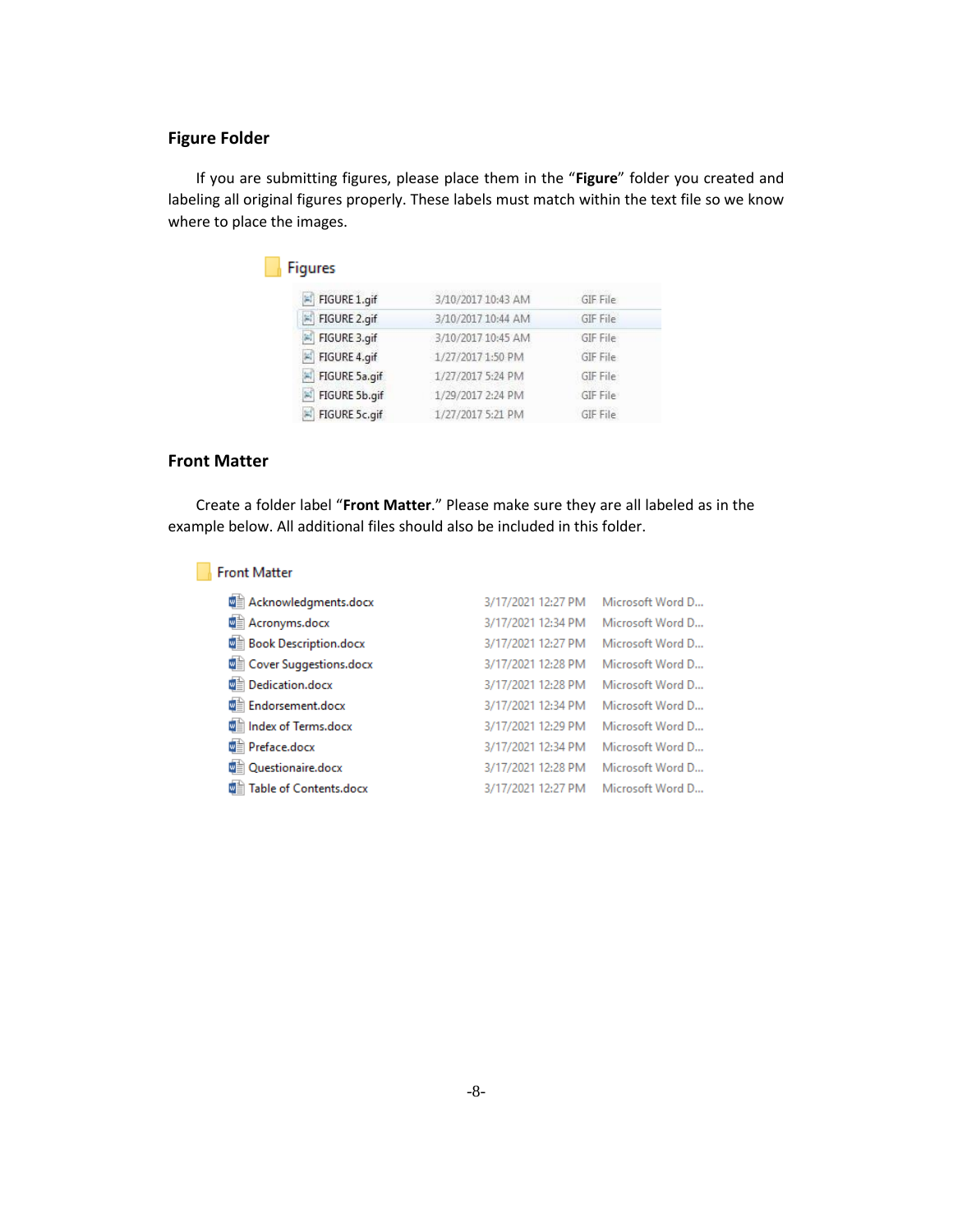## Figure Folder

If you are submitting figures, please place them in the "**Figure**" folder you created and labeling all original figures properly. These labels must match within the text file so we know where to place the images.

Figures

| | | |
|---|---|---|
| FIGURE 1.gif | 3/10/2017 10:43 AM | GIF File |
| FIGURE 2.gif | 3/10/2017 10:44 AM | GIF File |
| FIGURE 3.gif | 3/10/2017 10:45 AM | GIF File |
| FIGURE 4.gif | 1/27/2017 1:50 PM | GIF File |
| FIGURE 5a.gif | 1/27/2017 5:24 PM | GIF File |
| FIGURE 5b.gif | 1/29/2017 2:24 PM | GIF File |
| FIGURE 5c.gif | 1/27/2017 5:21 PM | GIF File |

## Front Matter

Create a folder label "**Front Matter**." Please make sure they are all labeled as in the example below. All additional files should also be included in this folder.

Front Matter

| | | |
|---|---|---|
| Acknowledgments.docx | 3/17/2021 12:27 PM | Microsoft Word D... |
| Acronyms.docx | 3/17/2021 12:34 PM | Microsoft Word D... |
| Book Description.docx | 3/17/2021 12:27 PM | Microsoft Word D... |
| Cover Suggestions.docx | 3/17/2021 12:28 PM | Microsoft Word D... |
| Dedication.docx | 3/17/2021 12:28 PM | Microsoft Word D... |
| Endorsement.docx | 3/17/2021 12:34 PM | Microsoft Word D... |
| Index of Terms.docx | 3/17/2021 12:29 PM | Microsoft Word D... |
| Preface.docx | 3/17/2021 12:34 PM | Microsoft Word D... |
| Questionaire.docx | 3/17/2021 12:28 PM | Microsoft Word D... |
| Table of Contents.docx | 3/17/2021 12:27 PM | Microsoft Word D... |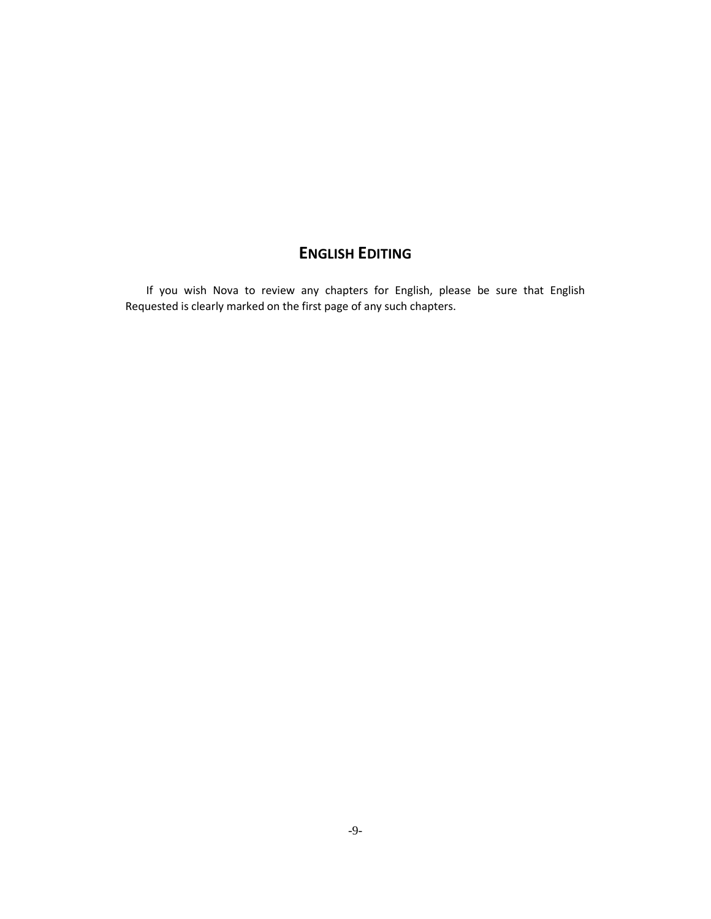## English Editing

If you wish Nova to review any chapters for English, please be sure that English Requested is clearly marked on the first page of any such chapters.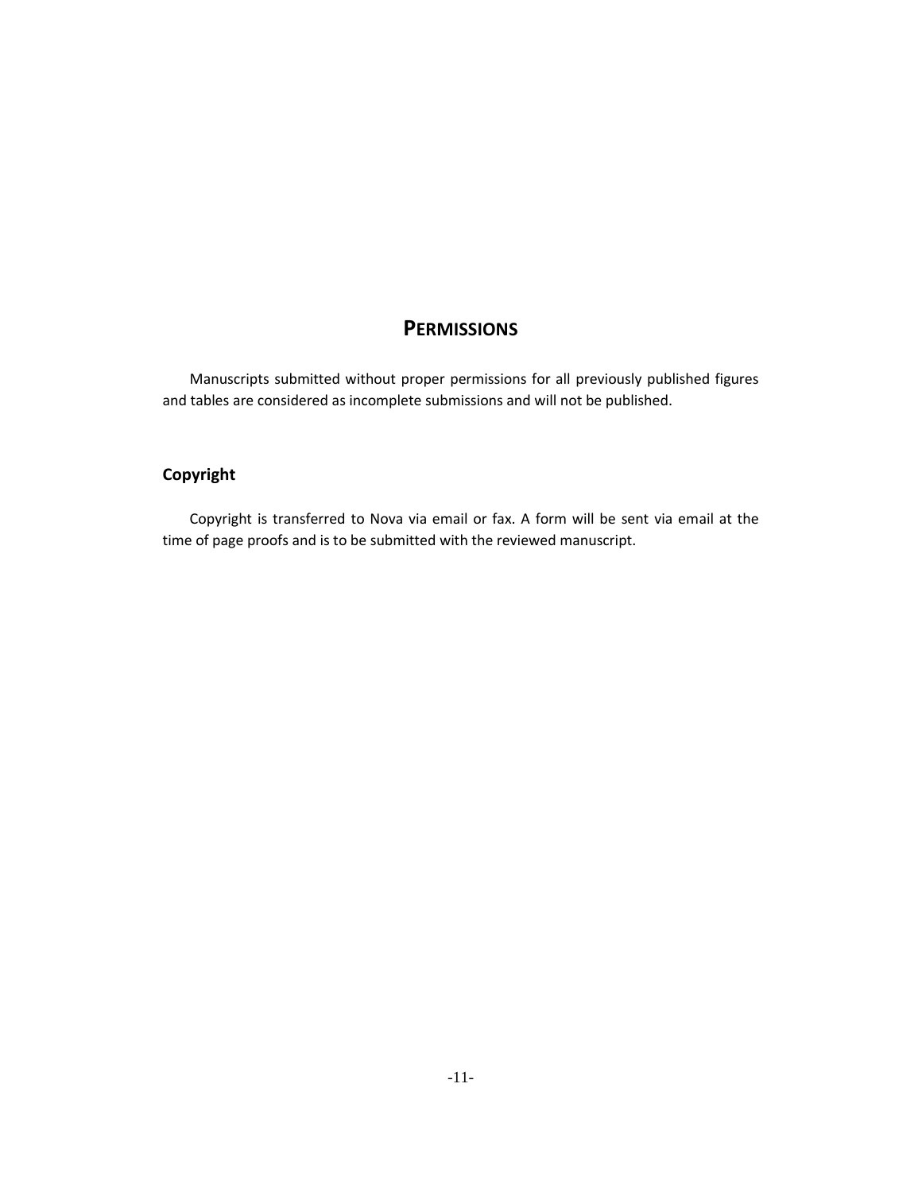# Permissions

Manuscripts submitted without proper permissions for all previously published figures and tables are considered as incomplete submissions and will not be published.

## Copyright

Copyright is transferred to Nova via email or fax. A form will be sent via email at the time of page proofs and is to be submitted with the reviewed manuscript.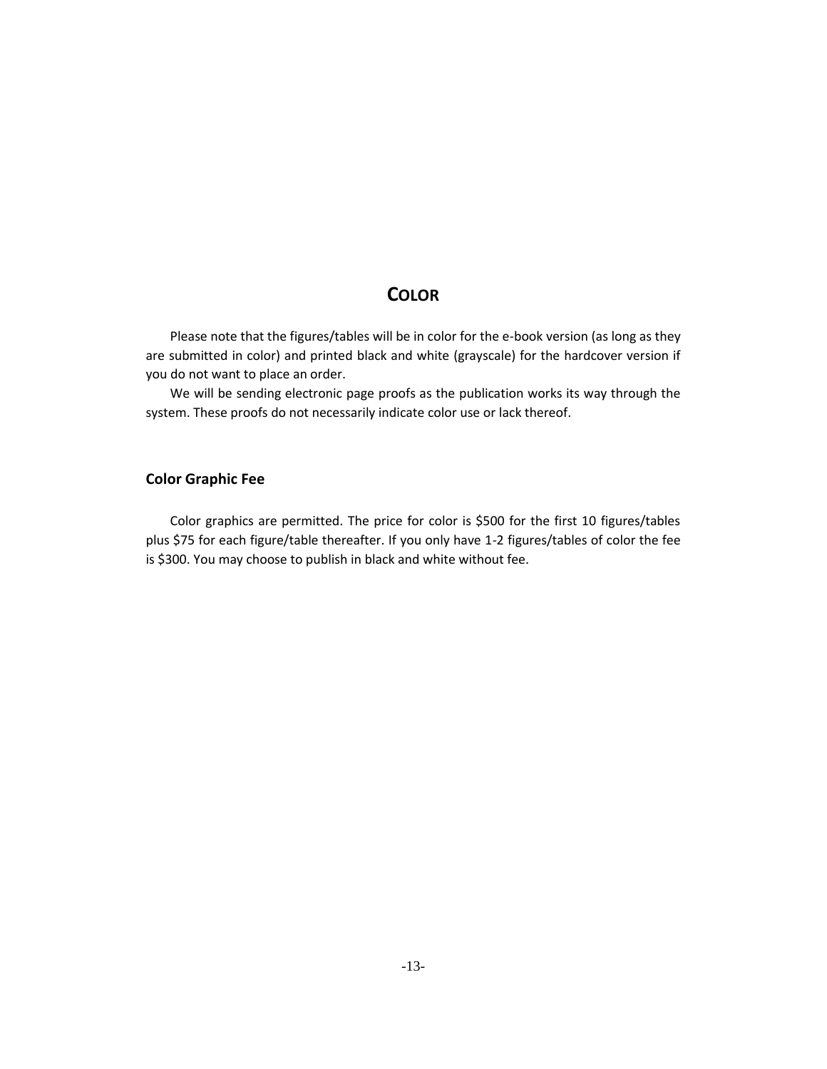# COLOR

Please note that the figures/tables will be in color for the e-book version (as long as they are submitted in color) and printed black and white (grayscale) for the hardcover version if you do not want to place an order.

We will be sending electronic page proofs as the publication works its way through the system. These proofs do not necessarily indicate color use or lack thereof.

## Color Graphic Fee

Color graphics are permitted. The price for color is $500 for the first 10 figures/tables plus $75 for each figure/table thereafter. If you only have 1-2 figures/tables of color the fee is $300. You may choose to publish in black and white without fee.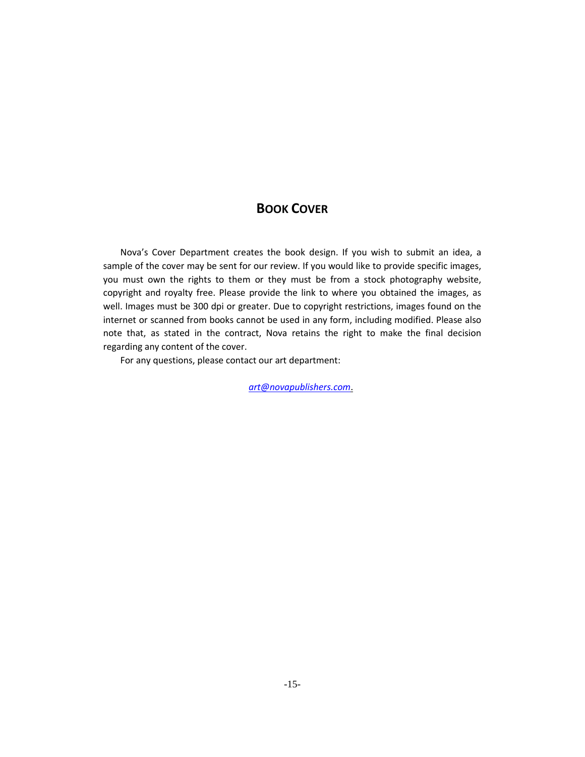## Book Cover

Nova's Cover Department creates the book design. If you wish to submit an idea, a sample of the cover may be sent for our review. If you would like to provide specific images, you must own the rights to them or they must be from a stock photography website, copyright and royalty free. Please provide the link to where you obtained the images, as well. Images must be 300 dpi or greater. Due to copyright restrictions, images found on the internet or scanned from books cannot be used in any form, including modified. Please also note that, as stated in the contract, Nova retains the right to make the final decision regarding any content of the cover.

For any questions, please contact our art department:

*art@novapublishers.com*.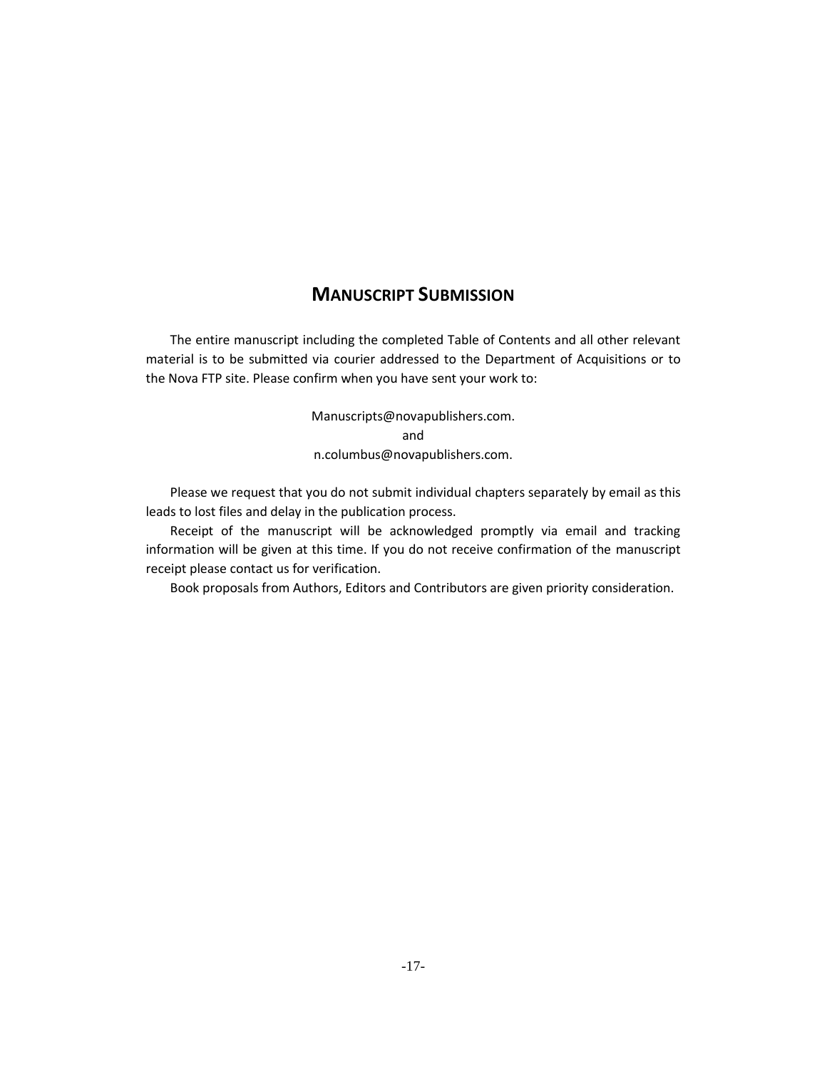## MANUSCRIPT SUBMISSION

The entire manuscript including the completed Table of Contents and all other relevant material is to be submitted via courier addressed to the Department of Acquisitions or to the Nova FTP site. Please confirm when you have sent your work to:

Manuscripts@novapublishers.com.
and
n.columbus@novapublishers.com.

Please we request that you do not submit individual chapters separately by email as this leads to lost files and delay in the publication process.

Receipt of the manuscript will be acknowledged promptly via email and tracking information will be given at this time. If you do not receive confirmation of the manuscript receipt please contact us for verification.

Book proposals from Authors, Editors and Contributors are given priority consideration.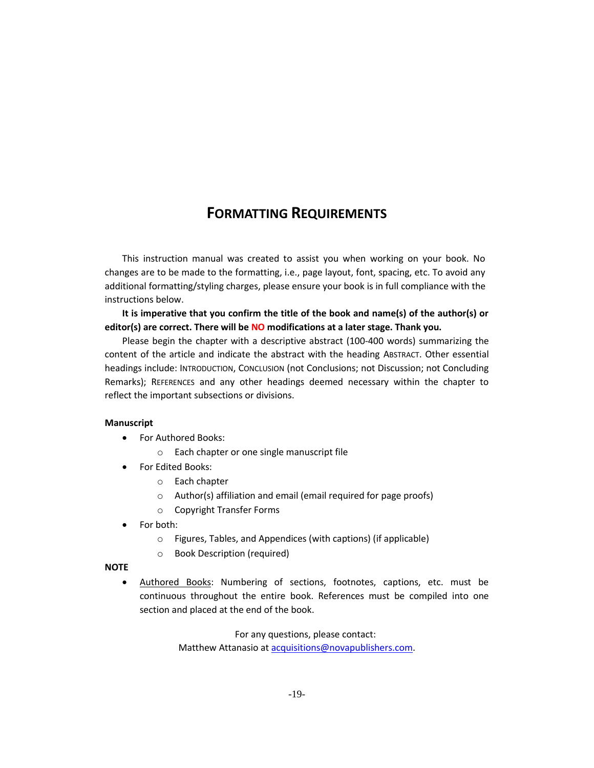# FORMATTING REQUIREMENTS

This instruction manual was created to assist you when working on your book. No changes are to be made to the formatting, i.e., page layout, font, spacing, etc. To avoid any additional formatting/styling charges, please ensure your book is in full compliance with the instructions below.

**It is imperative that you confirm the title of the book and name(s) of the author(s) or editor(s) are correct. There will be NO modifications at a later stage. Thank you.**

Please begin the chapter with a descriptive abstract (100-400 words) summarizing the content of the article and indicate the abstract with the heading ABSTRACT. Other essential headings include: INTRODUCTION, CONCLUSION (not Conclusions; not Discussion; not Concluding Remarks); REFERENCES and any other headings deemed necessary within the chapter to reflect the important subsections or divisions.

**Manuscript**

- For Authored Books:
  - Each chapter or one single manuscript file
- For Edited Books:
  - Each chapter
  - Author(s) affiliation and email (email required for page proofs)
  - Copyright Transfer Forms
- For both:
  - Figures, Tables, and Appendices (with captions) (if applicable)
  - Book Description (required)

**NOTE**

- Authored Books: Numbering of sections, footnotes, captions, etc. must be continuous throughout the entire book. References must be compiled into one section and placed at the end of the book.

For any questions, please contact:
Matthew Attanasio at acquisitions@novapublishers.com.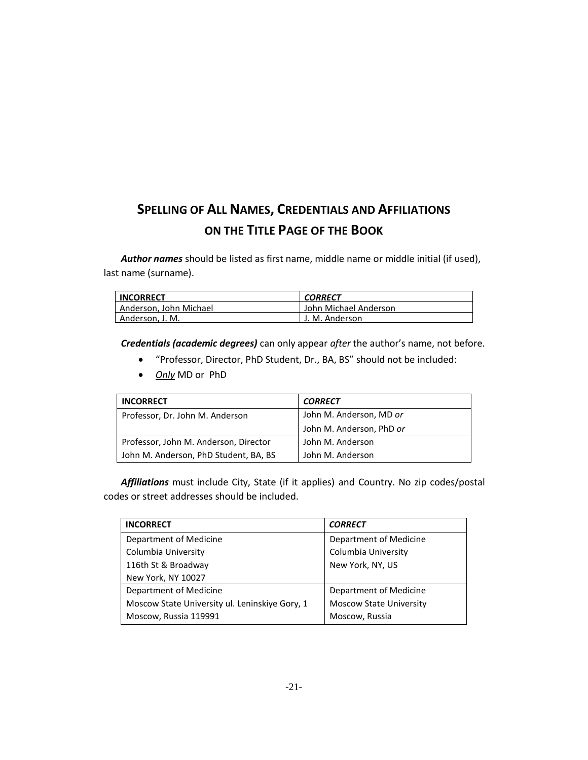## SPELLING OF ALL NAMES, CREDENTIALS AND AFFILIATIONS ON THE TITLE PAGE OF THE BOOK

***Author names*** should be listed as first name, middle name or middle initial (if used), last name (surname).

| **INCORRECT** | ***CORRECT*** |
|---|---|
| Anderson, John Michael | John Michael Anderson |
| Anderson, J. M. | J. M. Anderson |

***Credentials (academic degrees)*** can only appear *after* the author's name, not before.

- "Professor, Director, PhD Student, Dr., BA, BS" should not be included:
- *Only* MD or PhD

| **INCORRECT** | ***CORRECT*** |
|---|---|
| Professor, Dr. John M. Anderson | John M. Anderson, MD *or* John M. Anderson, PhD *or* |
| Professor, John M. Anderson, Director | John M. Anderson |
| John M. Anderson, PhD Student, BA, BS | John M. Anderson |

***Affiliations*** must include City, State (if it applies) and Country. No zip codes/postal codes or street addresses should be included.

| **INCORRECT** | ***CORRECT*** |
|---|---|
| Department of Medicine<br>Columbia University<br>116th St & Broadway<br>New York, NY 10027 | Department of Medicine<br>Columbia University<br>New York, NY, US |
| Department of Medicine<br>Moscow State University ul. Leninskiye Gory, 1<br>Moscow, Russia 119991 | Department of Medicine<br>Moscow State University<br>Moscow, Russia |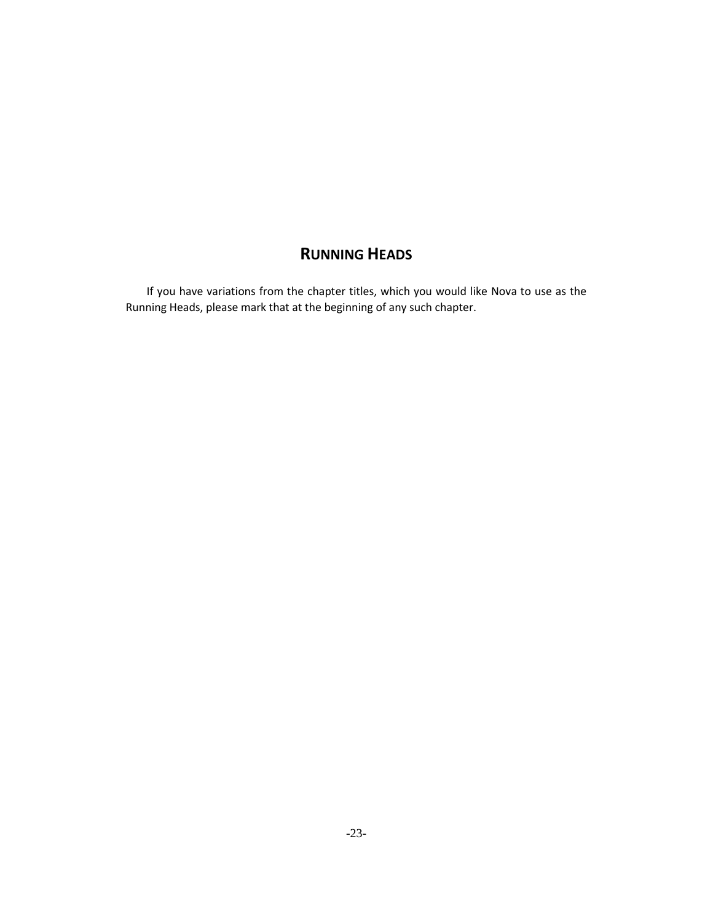## Running Heads

If you have variations from the chapter titles, which you would like Nova to use as the Running Heads, please mark that at the beginning of any such chapter.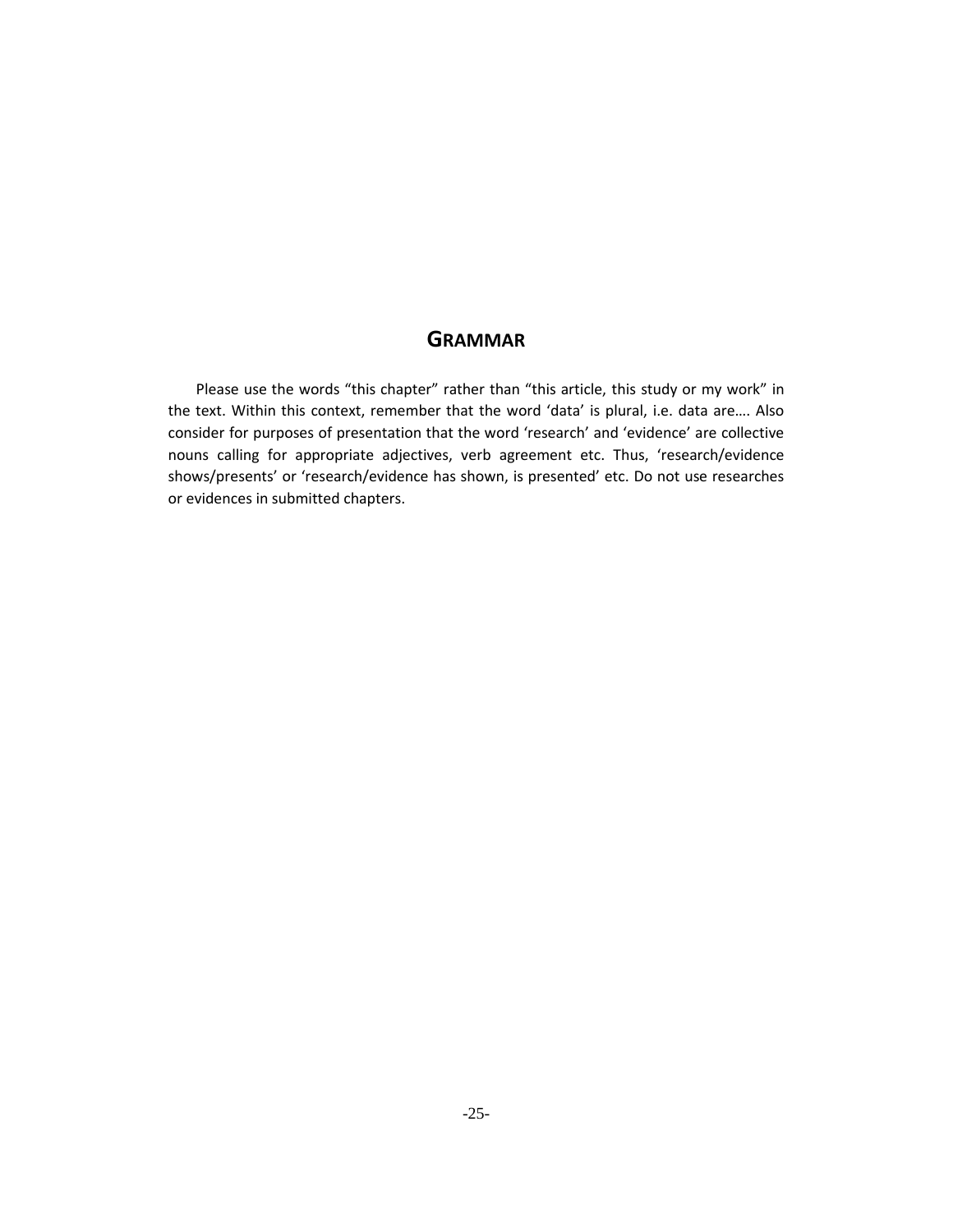# Grammar

Please use the words “this chapter” rather than “this article, this study or my work” in the text. Within this context, remember that the word ‘data’ is plural, i.e. data are…. Also consider for purposes of presentation that the word ‘research’ and ‘evidence’ are collective nouns calling for appropriate adjectives, verb agreement etc. Thus, ‘research/evidence shows/presents’ or ‘research/evidence has shown, is presented’ etc. Do not use researches or evidences in submitted chapters.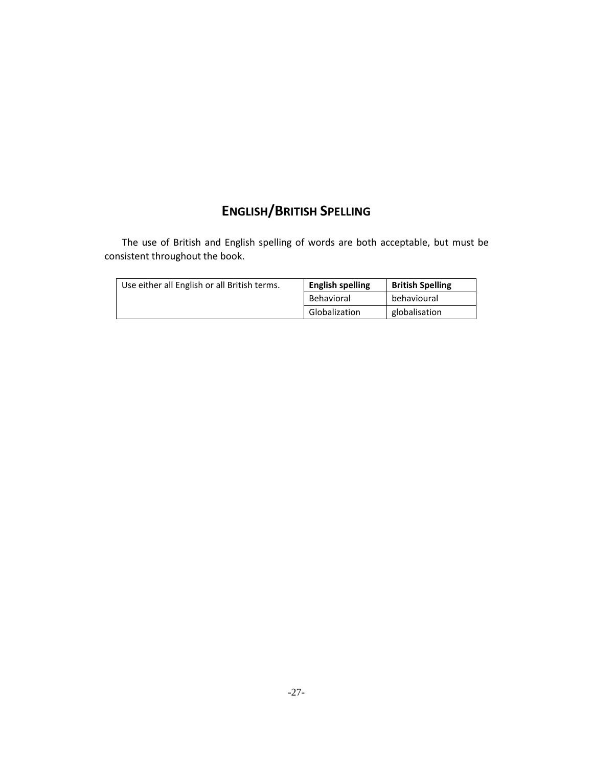## ENGLISH/BRITISH SPELLING

The use of British and English spelling of words are both acceptable, but must be consistent throughout the book.

| Use either all English or all British terms. | **English spelling** | **British Spelling** |
|---|---|---|
| | Behavioral | behavioural |
| | Globalization | globalisation |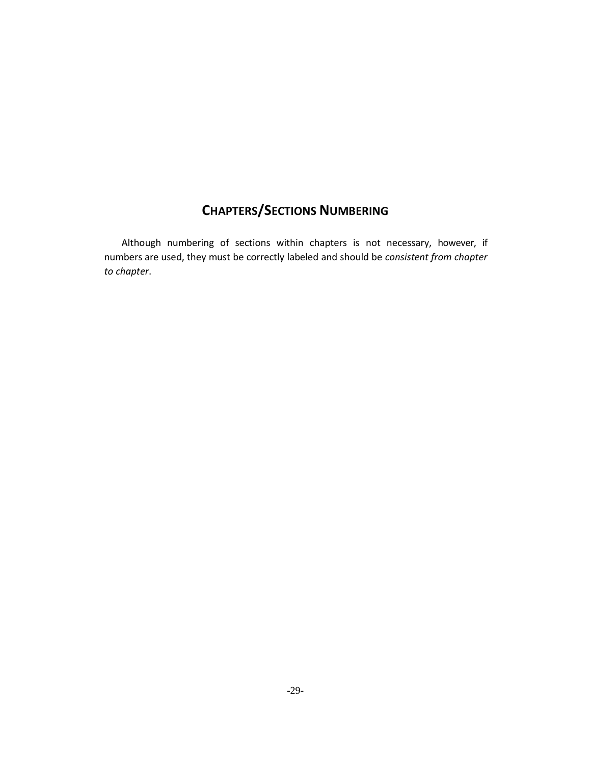## CHAPTERS/SECTIONS NUMBERING

Although numbering of sections within chapters is not necessary, however, if numbers are used, they must be correctly labeled and should be *consistent from chapter to chapter*.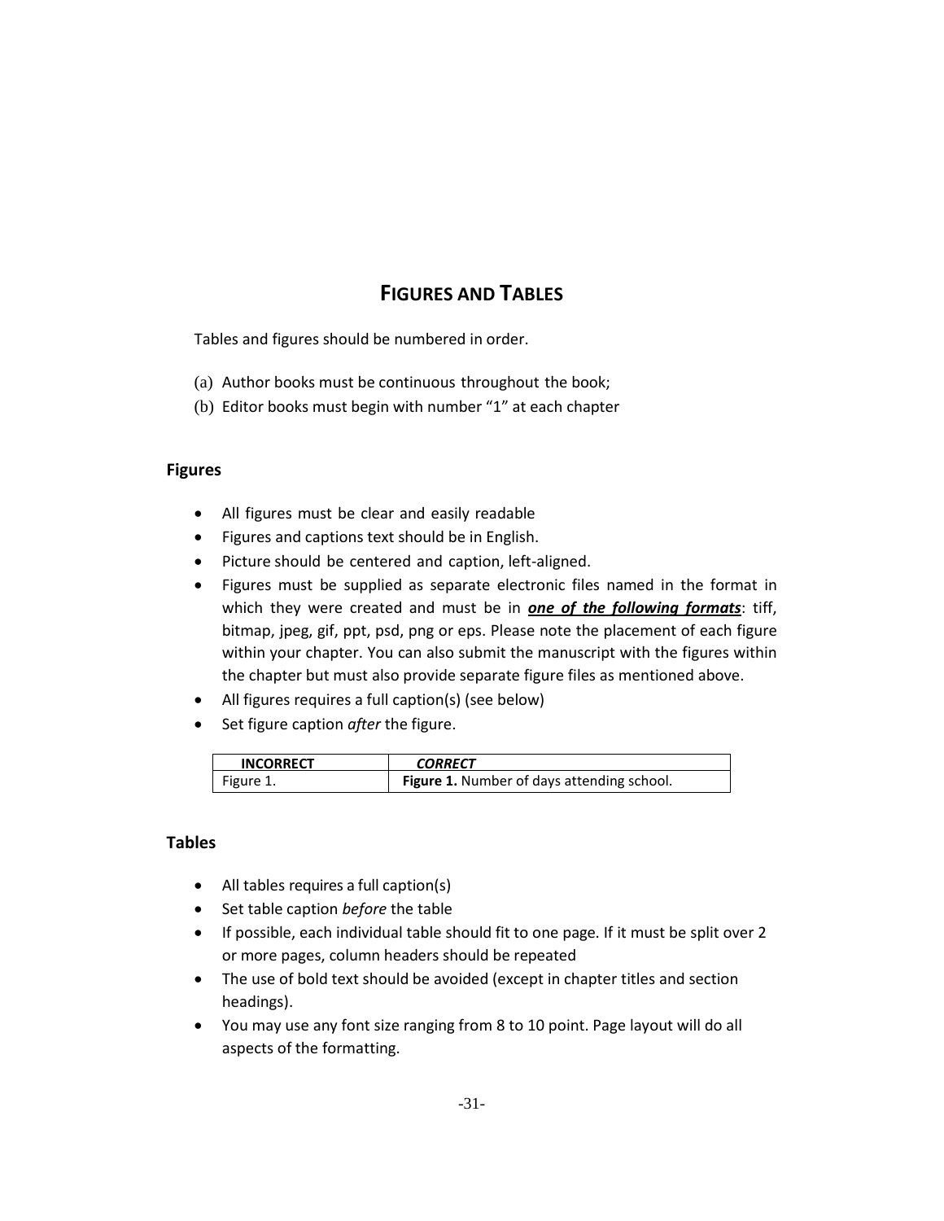# FIGURES AND TABLES

Tables and figures should be numbered in order.

(a) Author books must be continuous throughout the book;
(b) Editor books must begin with number "1" at each chapter

## Figures

- All figures must be clear and easily readable
- Figures and captions text should be in English.
- Picture should be centered and caption, left-aligned.
- Figures must be supplied as separate electronic files named in the format in which they were created and must be in ***one of the following formats***: tiff, bitmap, jpeg, gif, ppt, psd, png or eps. Please note the placement of each figure within your chapter. You can also submit the manuscript with the figures within the chapter but must also provide separate figure files as mentioned above.
- All figures requires a full caption(s) (see below)
- Set figure caption *after* the figure.

| INCORRECT | *CORRECT* |
|---|---|
| Figure 1. | **Figure 1.** Number of days attending school. |

## Tables

- All tables requires a full caption(s)
- Set table caption *before* the table
- If possible, each individual table should fit to one page. If it must be split over 2 or more pages, column headers should be repeated
- The use of bold text should be avoided (except in chapter titles and section headings).
- You may use any font size ranging from 8 to 10 point. Page layout will do all aspects of the formatting.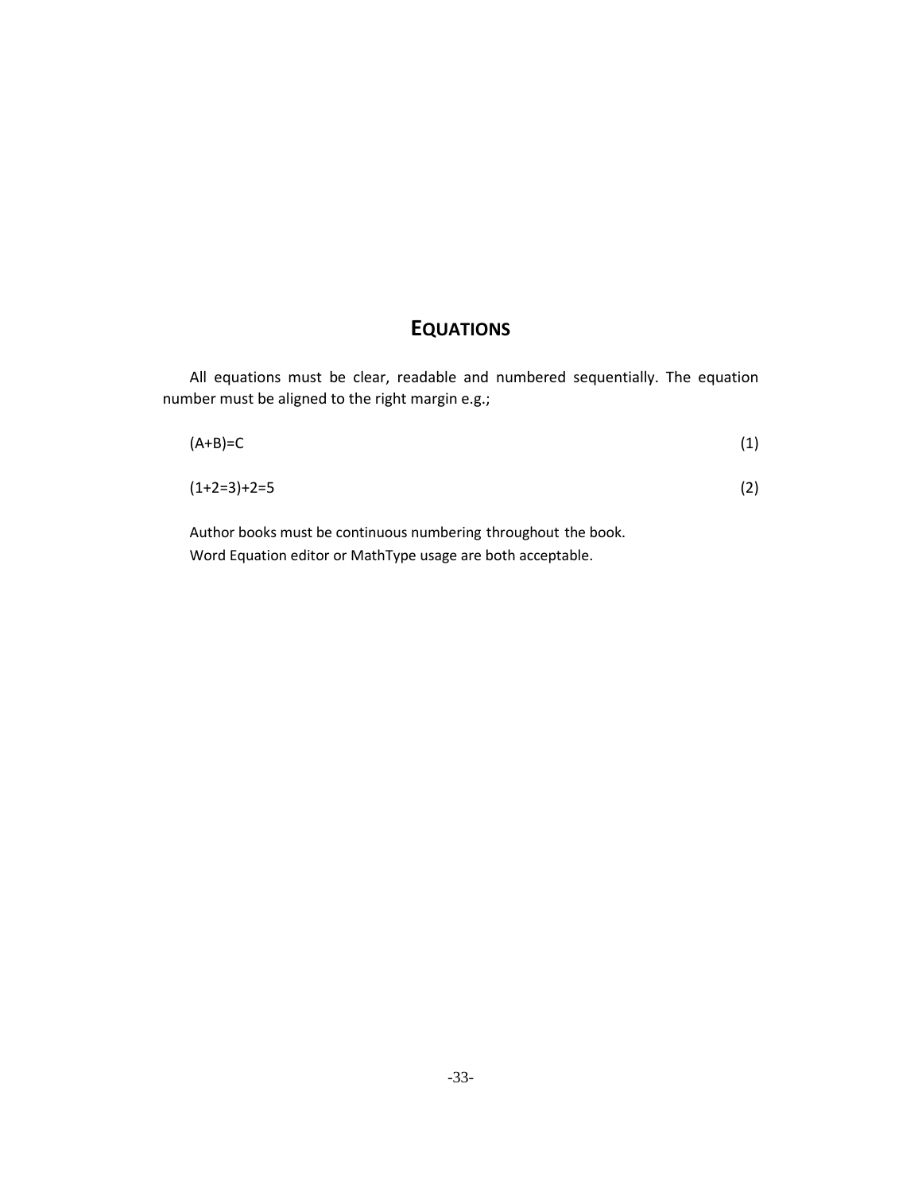# EQUATIONS

All equations must be clear, readable and numbered sequentially. The equation number must be aligned to the right margin e.g.;

$$(A+B)=C \tag{1}$$

$$(1+2=3)+2=5 \tag{2}$$

Author books must be continuous numbering throughout the book.

Word Equation editor or MathType usage are both acceptable.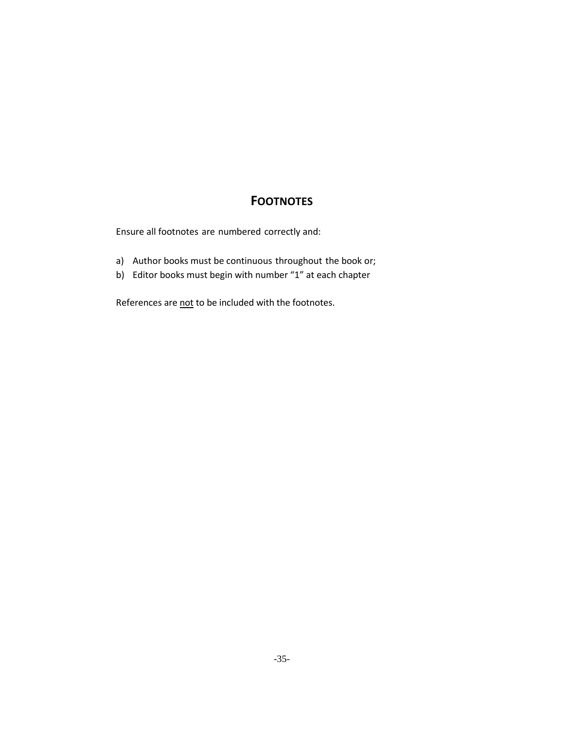# FOOTNOTES

Ensure all footnotes are numbered correctly and:

a) Author books must be continuous throughout the book or;
b) Editor books must begin with number “1” at each chapter

References are <u>not</u> to be included with the footnotes.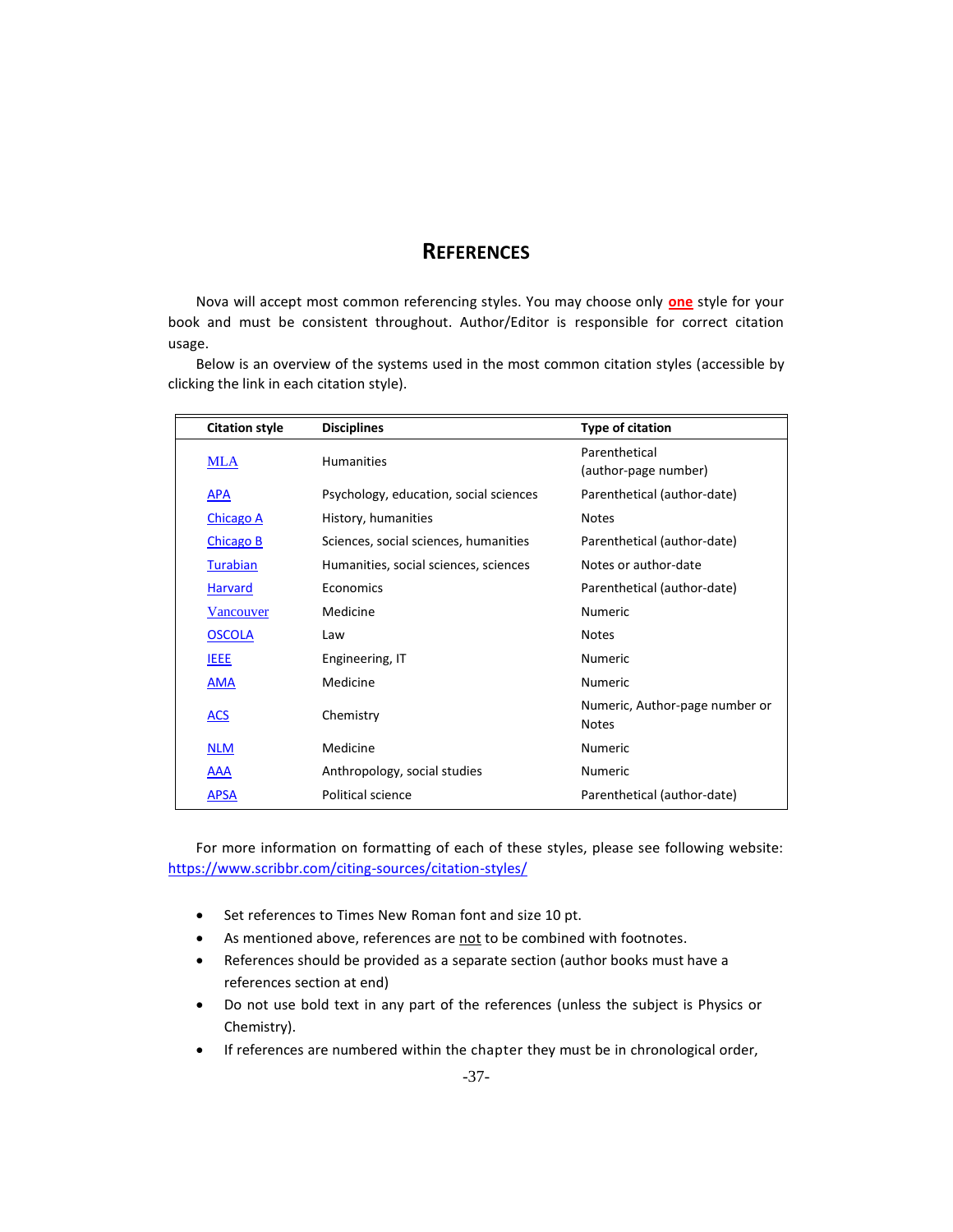# REFERENCES

Nova will accept most common referencing styles. You may choose only **one** style for your book and must be consistent throughout. Author/Editor is responsible for correct citation usage.

Below is an overview of the systems used in the most common citation styles (accessible by clicking the link in each citation style).

| Citation style | Disciplines | Type of citation |
|---|---|---|
| MLA | Humanities | Parenthetical (author-page number) |
| APA | Psychology, education, social sciences | Parenthetical (author-date) |
| Chicago A | History, humanities | Notes |
| Chicago B | Sciences, social sciences, humanities | Parenthetical (author-date) |
| Turabian | Humanities, social sciences, sciences | Notes or author-date |
| Harvard | Economics | Parenthetical (author-date) |
| Vancouver | Medicine | Numeric |
| OSCOLA | Law | Notes |
| IEEE | Engineering, IT | Numeric |
| AMA | Medicine | Numeric |
| ACS | Chemistry | Numeric, Author-page number or Notes |
| NLM | Medicine | Numeric |
| AAA | Anthropology, social studies | Numeric |
| APSA | Political science | Parenthetical (author-date) |

For more information on formatting of each of these styles, please see following website: https://www.scribbr.com/citing-sources/citation-styles/

- Set references to Times New Roman font and size 10 pt.
- As mentioned above, references are not to be combined with footnotes.
- References should be provided as a separate section (author books must have a references section at end)
- Do not use bold text in any part of the references (unless the subject is Physics or Chemistry).
- If references are numbered within the chapter they must be in chronological order,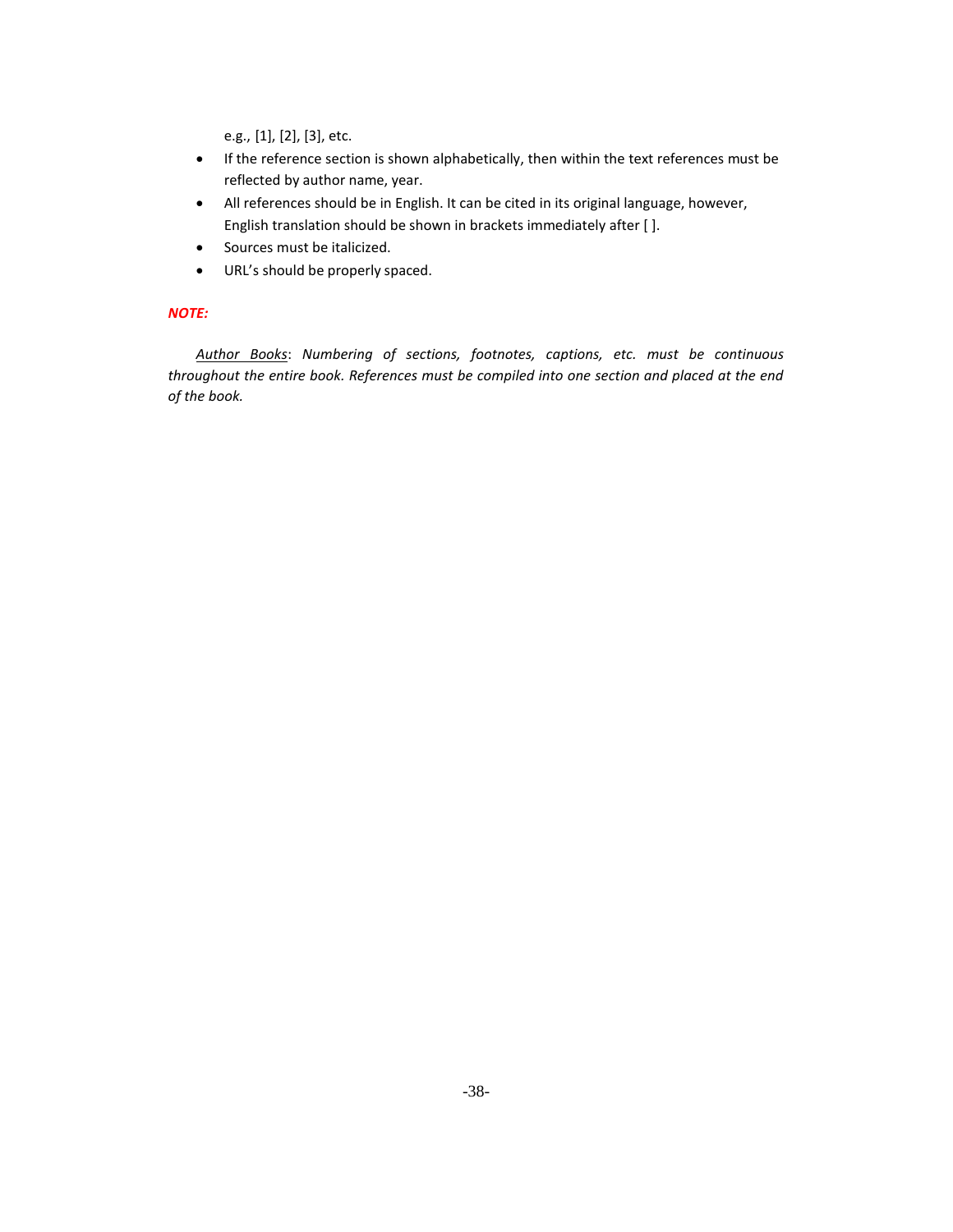e.g., [1], [2], [3], etc.

- If the reference section is shown alphabetically, then within the text references must be reflected by author name, year.
- All references should be in English. It can be cited in its original language, however, English translation should be shown in brackets immediately after [ ].
- Sources must be italicized.
- URL's should be properly spaced.

***NOTE:***

<u>Author Books</u>: *Numbering of sections, footnotes, captions, etc. must be continuous throughout the entire book. References must be compiled into one section and placed at the end of the book.*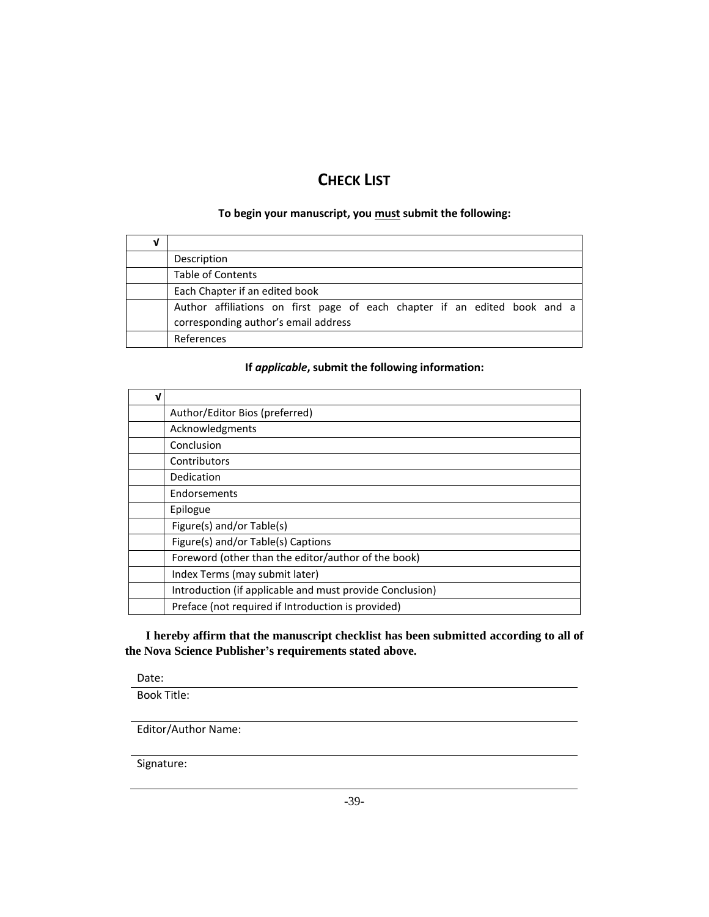# CHECK LIST

**To begin your manuscript, you must submit the following:**

| √ | |
|---|---|
| | Description |
| | Table of Contents |
| | Each Chapter if an edited book |
| | Author affiliations on first page of each chapter if an edited book and a corresponding author's email address |
| | References |

**If *applicable*, submit the following information:**

| √ | |
|---|---|
| | Author/Editor Bios (preferred) |
| | Acknowledgments |
| | Conclusion |
| | Contributors |
| | Dedication |
| | Endorsements |
| | Epilogue |
| | Figure(s) and/or Table(s) |
| | Figure(s) and/or Table(s) Captions |
| | Foreword (other than the editor/author of the book) |
| | Index Terms (may submit later) |
| | Introduction (if applicable and must provide Conclusion) |
| | Preface (not required if Introduction is provided) |

**I hereby affirm that the manuscript checklist has been submitted according to all of the Nova Science Publisher's requirements stated above.**

Date:

Book Title:

Editor/Author Name:

Signature: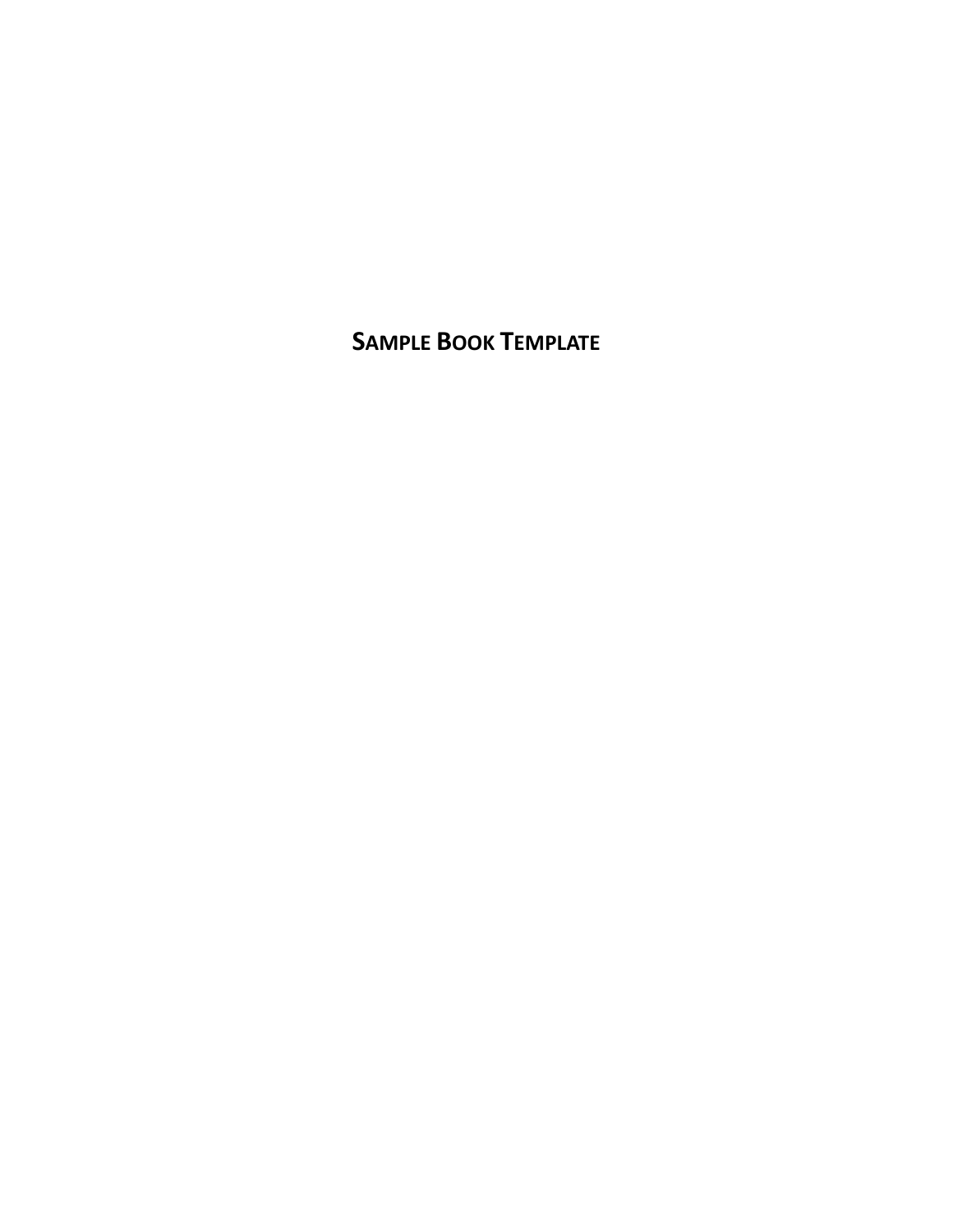**SAMPLE BOOK TEMPLATE**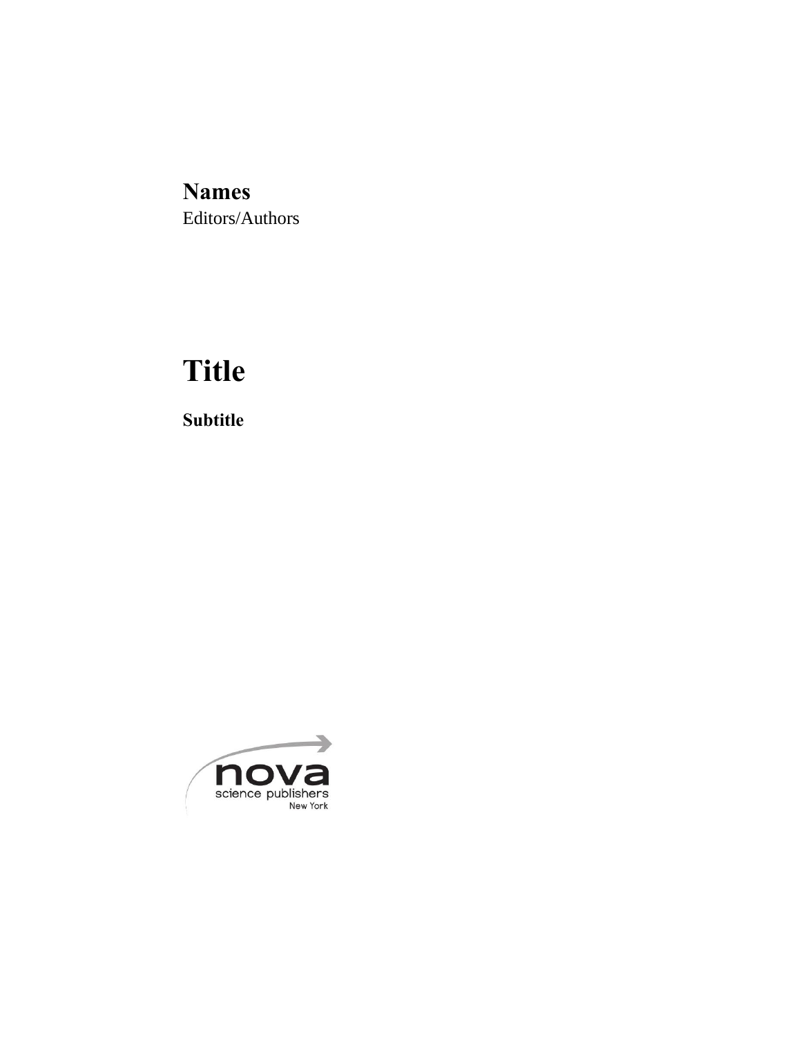**Names**
Editors/Authors

# Title

**Subtitle**

nova
science publishers
New York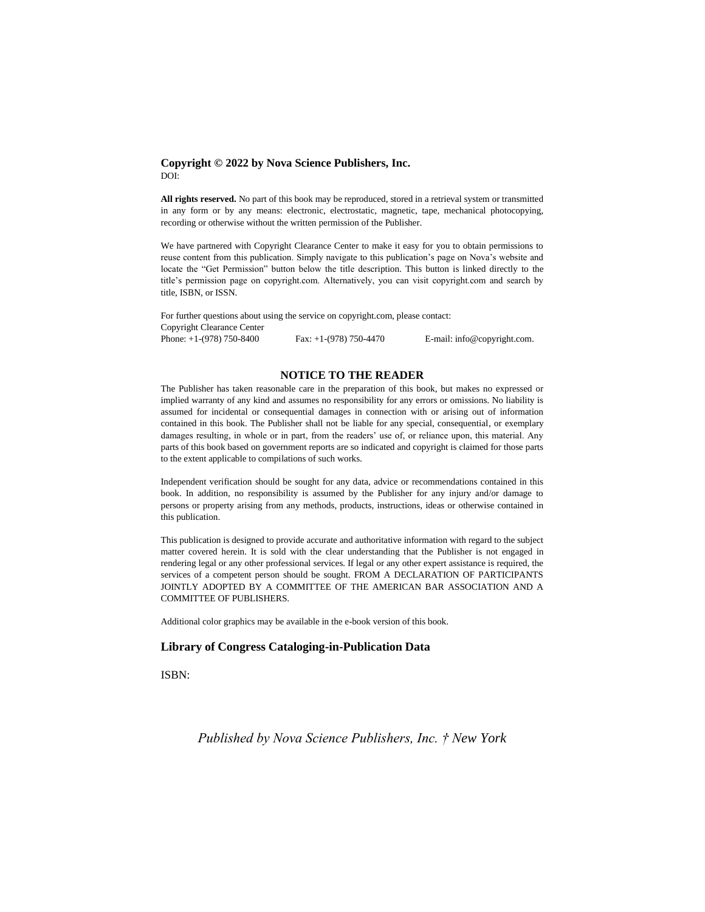**Copyright © 2022 by Nova Science Publishers, Inc.**
DOI:

**All rights reserved.** No part of this book may be reproduced, stored in a retrieval system or transmitted in any form or by any means: electronic, electrostatic, magnetic, tape, mechanical photocopying, recording or otherwise without the written permission of the Publisher.

We have partnered with Copyright Clearance Center to make it easy for you to obtain permissions to reuse content from this publication. Simply navigate to this publication's page on Nova's website and locate the "Get Permission" button below the title description. This button is linked directly to the title's permission page on copyright.com. Alternatively, you can visit copyright.com and search by title, ISBN, or ISSN.

For further questions about using the service on copyright.com, please contact:
Copyright Clearance Center
Phone: +1-(978) 750-8400 Fax: +1-(978) 750-4470 E-mail: info@copyright.com.

## NOTICE TO THE READER

The Publisher has taken reasonable care in the preparation of this book, but makes no expressed or implied warranty of any kind and assumes no responsibility for any errors or omissions. No liability is assumed for incidental or consequential damages in connection with or arising out of information contained in this book. The Publisher shall not be liable for any special, consequential, or exemplary damages resulting, in whole or in part, from the readers' use of, or reliance upon, this material. Any parts of this book based on government reports are so indicated and copyright is claimed for those parts to the extent applicable to compilations of such works.

Independent verification should be sought for any data, advice or recommendations contained in this book. In addition, no responsibility is assumed by the Publisher for any injury and/or damage to persons or property arising from any methods, products, instructions, ideas or otherwise contained in this publication.

This publication is designed to provide accurate and authoritative information with regard to the subject matter covered herein. It is sold with the clear understanding that the Publisher is not engaged in rendering legal or any other professional services. If legal or any other expert assistance is required, the services of a competent person should be sought. FROM A DECLARATION OF PARTICIPANTS JOINTLY ADOPTED BY A COMMITTEE OF THE AMERICAN BAR ASSOCIATION AND A COMMITTEE OF PUBLISHERS.

Additional color graphics may be available in the e-book version of this book.

## Library of Congress Cataloging-in-Publication Data

ISBN:

*Published by Nova Science Publishers, Inc. † New York*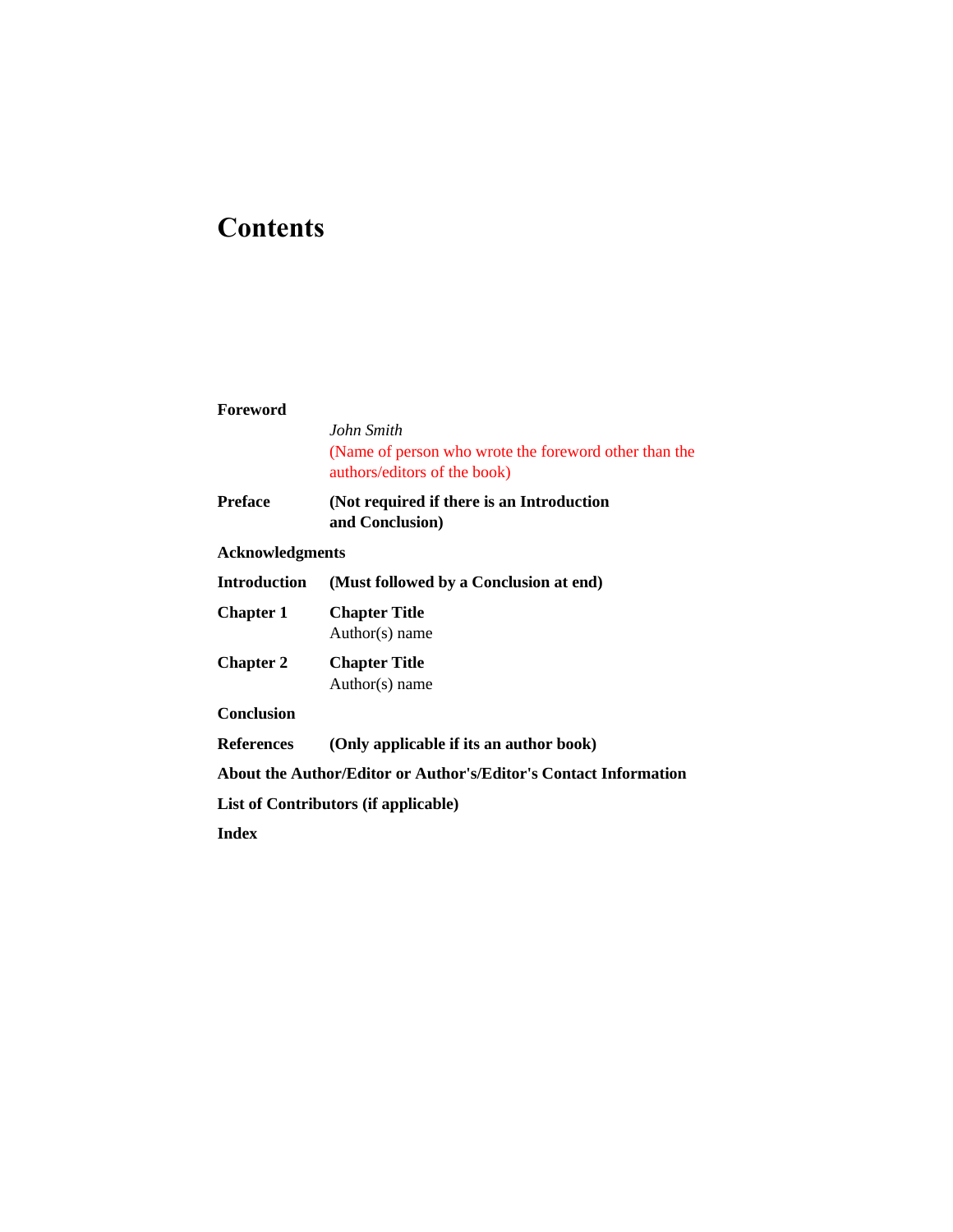# Contents

**Foreword**

*John Smith*
(Name of person who wrote the foreword other than the authors/editors of the book)

**Preface** **(Not required if there is an Introduction and Conclusion)**

**Acknowledgments**

**Introduction** **(Must followed by a Conclusion at end)**

**Chapter 1** **Chapter Title**
Author(s) name

**Chapter 2** **Chapter Title**
Author(s) name

**Conclusion**

**References** **(Only applicable if its an author book)**

**About the Author/Editor or Author's/Editor's Contact Information**

**List of Contributors (if applicable)**

**Index**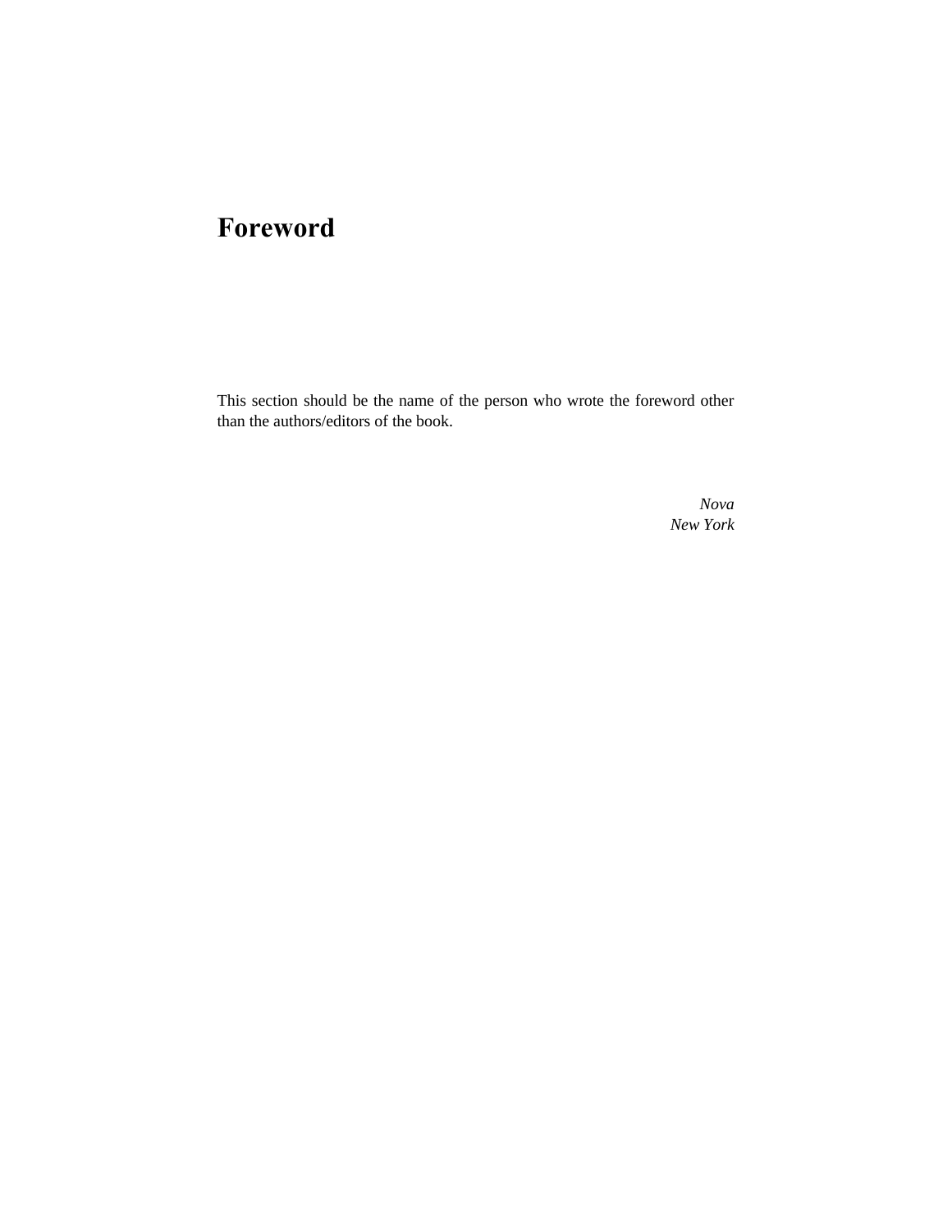# Foreword

This section should be the name of the person who wrote the foreword other than the authors/editors of the book.

*Nova*
*New York*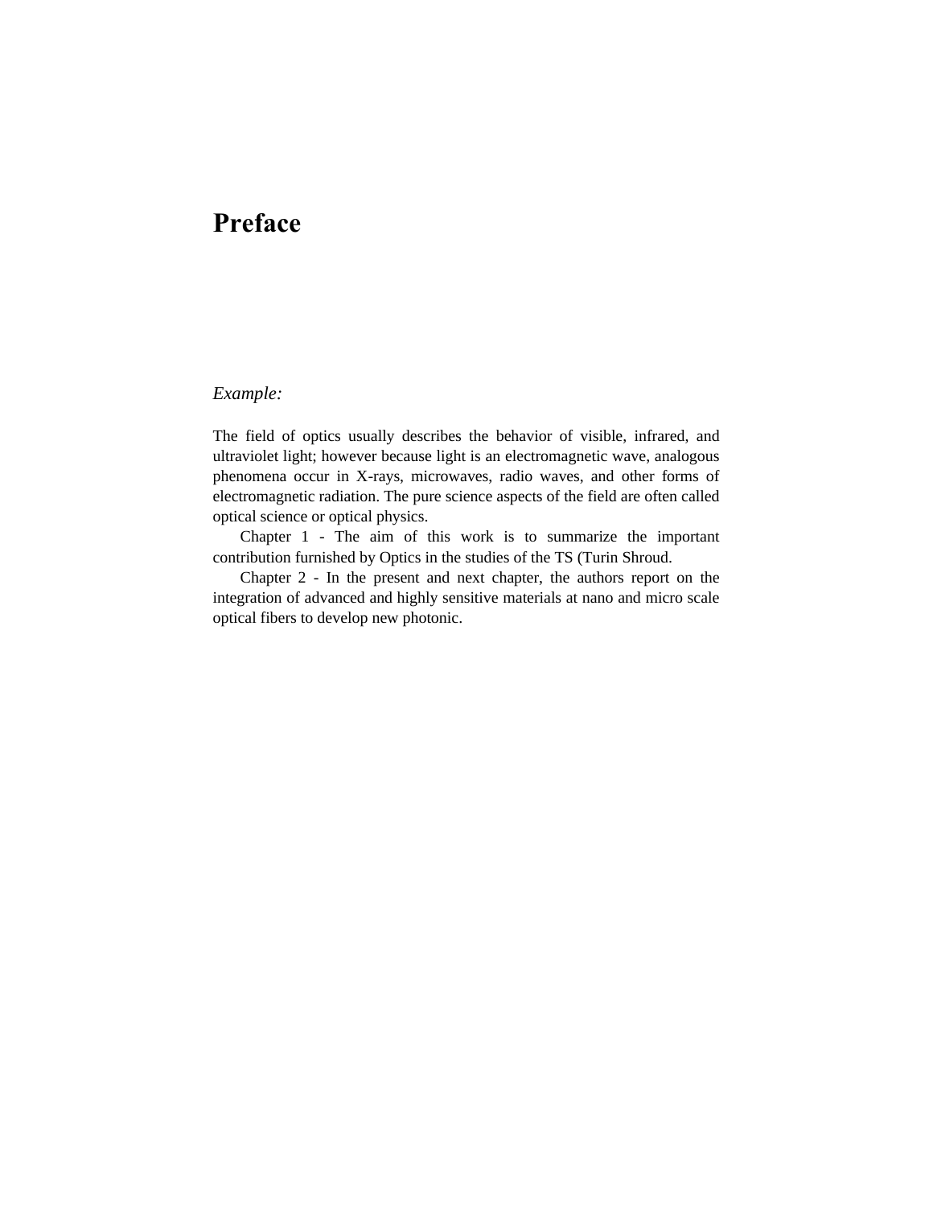# Preface

*Example:*

The field of optics usually describes the behavior of visible, infrared, and ultraviolet light; however because light is an electromagnetic wave, analogous phenomena occur in X-rays, microwaves, radio waves, and other forms of electromagnetic radiation. The pure science aspects of the field are often called optical science or optical physics.

Chapter 1 - The aim of this work is to summarize the important contribution furnished by Optics in the studies of the TS (Turin Shroud.

Chapter 2 - In the present and next chapter, the authors report on the integration of advanced and highly sensitive materials at nano and micro scale optical fibers to develop new photonic.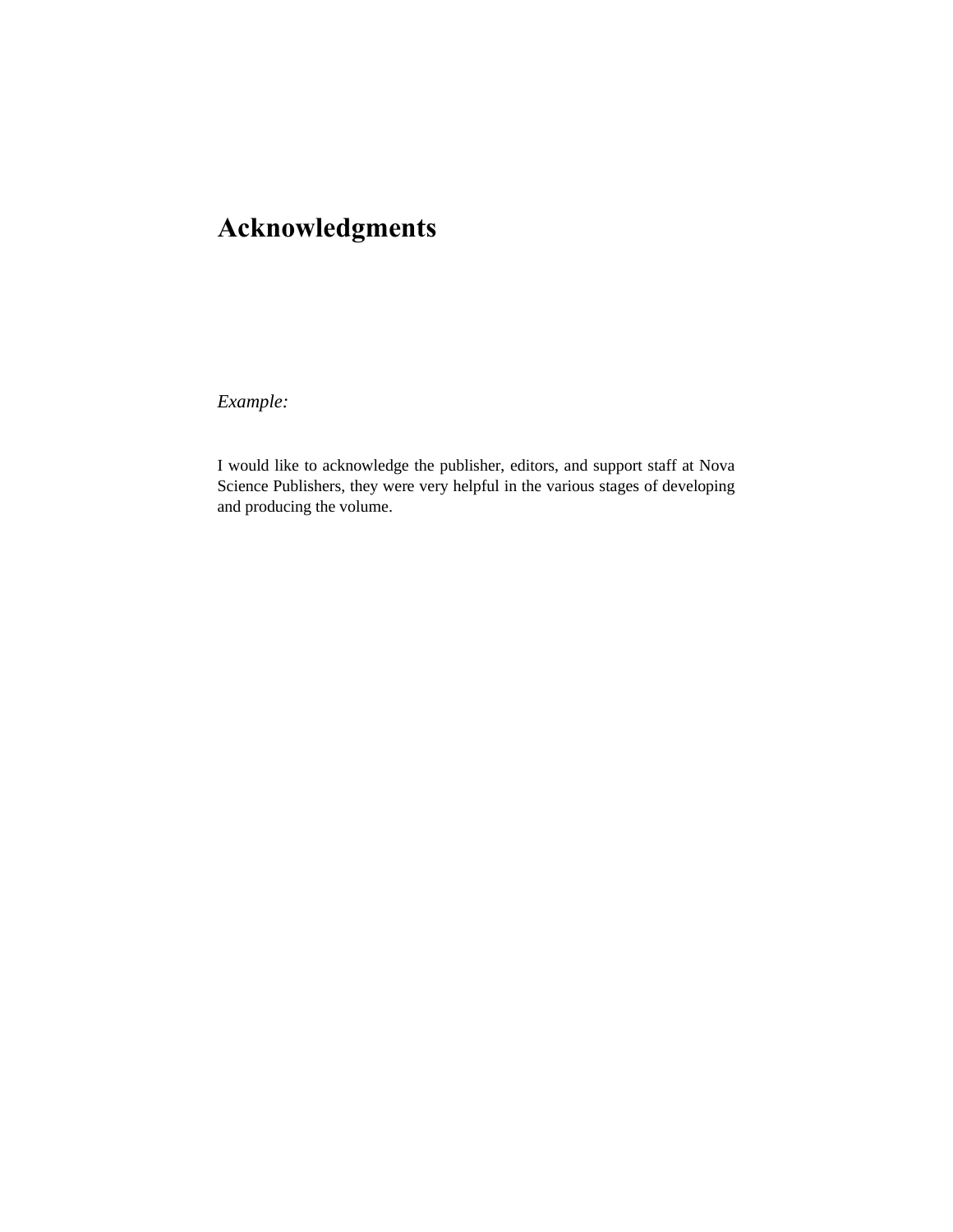# Acknowledgments

*Example:*

I would like to acknowledge the publisher, editors, and support staff at Nova Science Publishers, they were very helpful in the various stages of developing and producing the volume.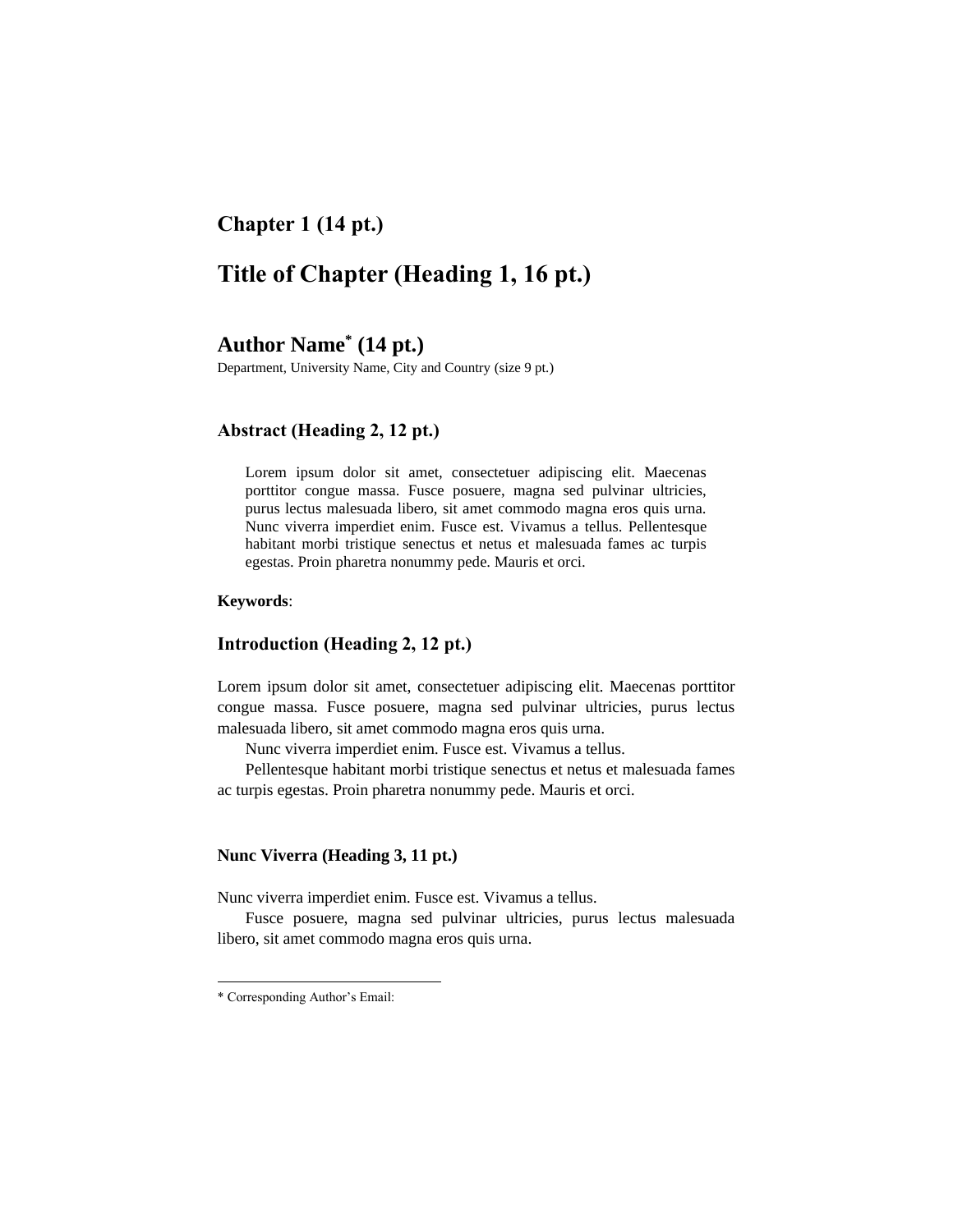**Chapter 1 (14 pt.)**

# Title of Chapter (Heading 1, 16 pt.)

**Author Name[*] (14 pt.)**

Department, University Name, City and Country (size 9 pt.)

## Abstract (Heading 2, 12 pt.)

> Lorem ipsum dolor sit amet, consectetuer adipiscing elit. Maecenas porttitor congue massa. Fusce posuere, magna sed pulvinar ultricies, purus lectus malesuada libero, sit amet commodo magna eros quis urna. Nunc viverra imperdiet enim. Fusce est. Vivamus a tellus. Pellentesque habitant morbi tristique senectus et netus et malesuada fames ac turpis egestas. Proin pharetra nonummy pede. Mauris et orci.

**Keywords**:

## Introduction (Heading 2, 12 pt.)

Lorem ipsum dolor sit amet, consectetuer adipiscing elit. Maecenas porttitor congue massa. Fusce posuere, magna sed pulvinar ultricies, purus lectus malesuada libero, sit amet commodo magna eros quis urna.

Nunc viverra imperdiet enim. Fusce est. Vivamus a tellus.

Pellentesque habitant morbi tristique senectus et netus et malesuada fames ac turpis egestas. Proin pharetra nonummy pede. Mauris et orci.

### Nunc Viverra (Heading 3, 11 pt.)

Nunc viverra imperdiet enim. Fusce est. Vivamus a tellus.

Fusce posuere, magna sed pulvinar ultricies, purus lectus malesuada libero, sit amet commodo magna eros quis urna.

---

* Corresponding Author's Email: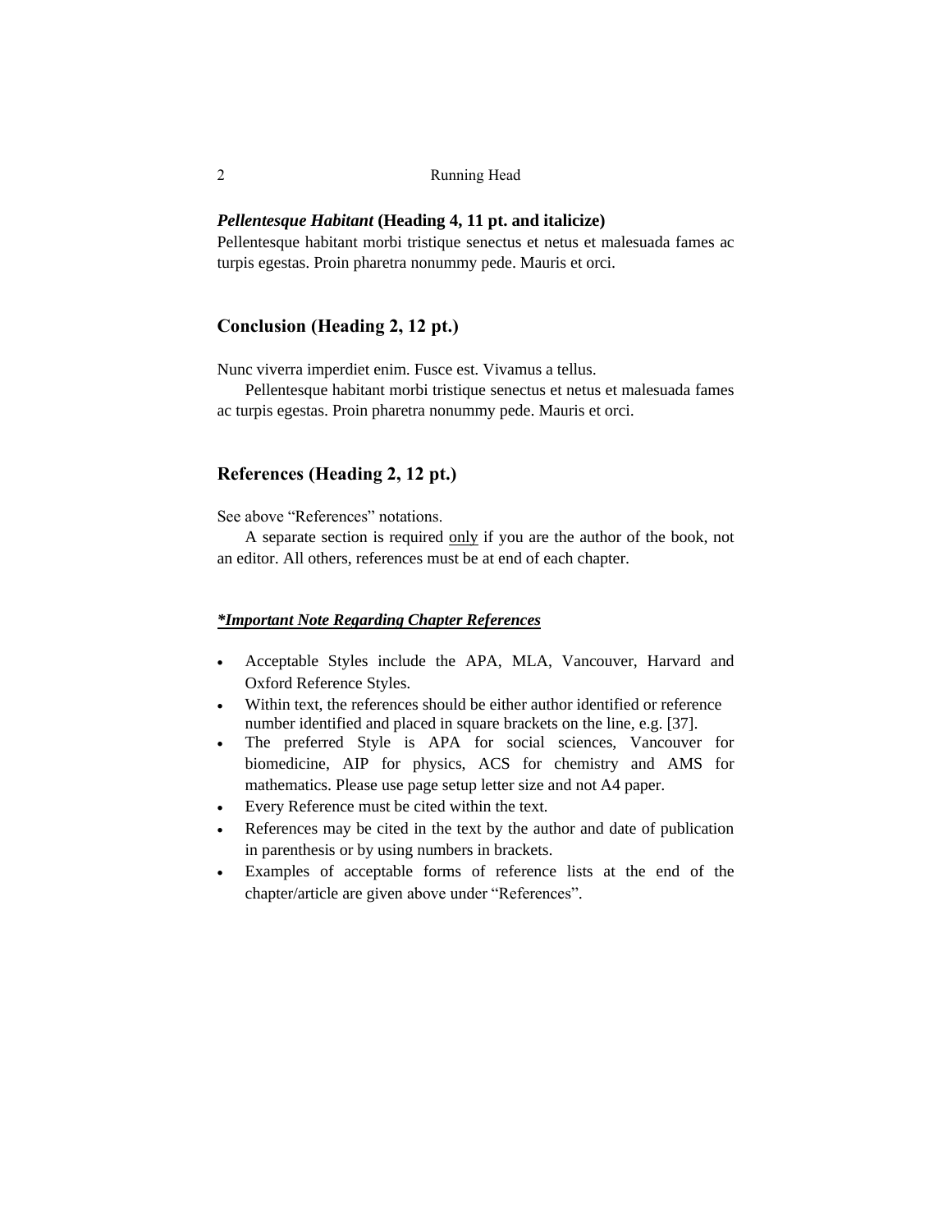#### ***Pellentesque Habitant* (Heading 4, 11 pt. and italicize)**

Pellentesque habitant morbi tristique senectus et netus et malesuada fames ac turpis egestas. Proin pharetra nonummy pede. Mauris et orci.

## Conclusion (Heading 2, 12 pt.)

Nunc viverra imperdiet enim. Fusce est. Vivamus a tellus.

Pellentesque habitant morbi tristique senectus et netus et malesuada fames ac turpis egestas. Proin pharetra nonummy pede. Mauris et orci.

## References (Heading 2, 12 pt.)

See above "References" notations.

A separate section is required <u>only</u> if you are the author of the book, not an editor. All others, references must be at end of each chapter.

***<u>*Important Note Regarding Chapter References</u>***

- Acceptable Styles include the APA, MLA, Vancouver, Harvard and Oxford Reference Styles.
- Within text, the references should be either author identified or reference number identified and placed in square brackets on the line, e.g. [37].
- The preferred Style is APA for social sciences, Vancouver for biomedicine, AIP for physics, ACS for chemistry and AMS for mathematics. Please use page setup letter size and not A4 paper.
- Every Reference must be cited within the text.
- References may be cited in the text by the author and date of publication in parenthesis or by using numbers in brackets.
- Examples of acceptable forms of reference lists at the end of the chapter/article are given above under "References".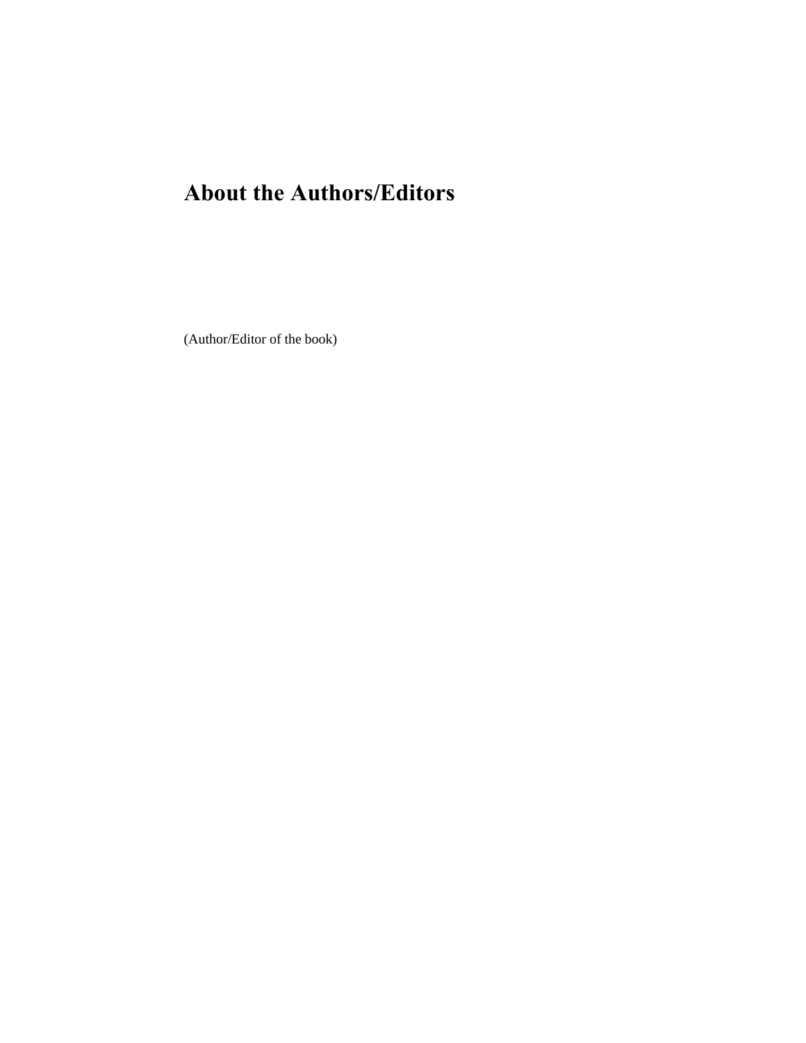# About the Authors/Editors

(Author/Editor of the book)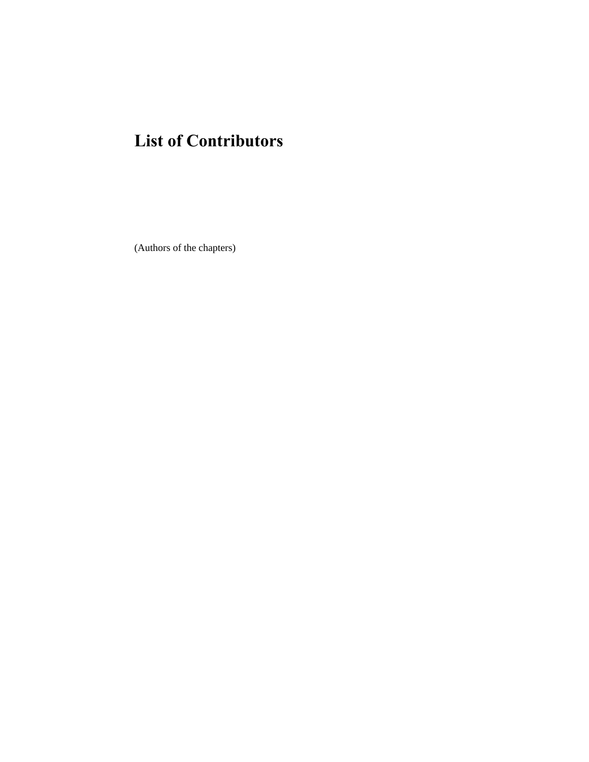# List of Contributors

(Authors of the chapters)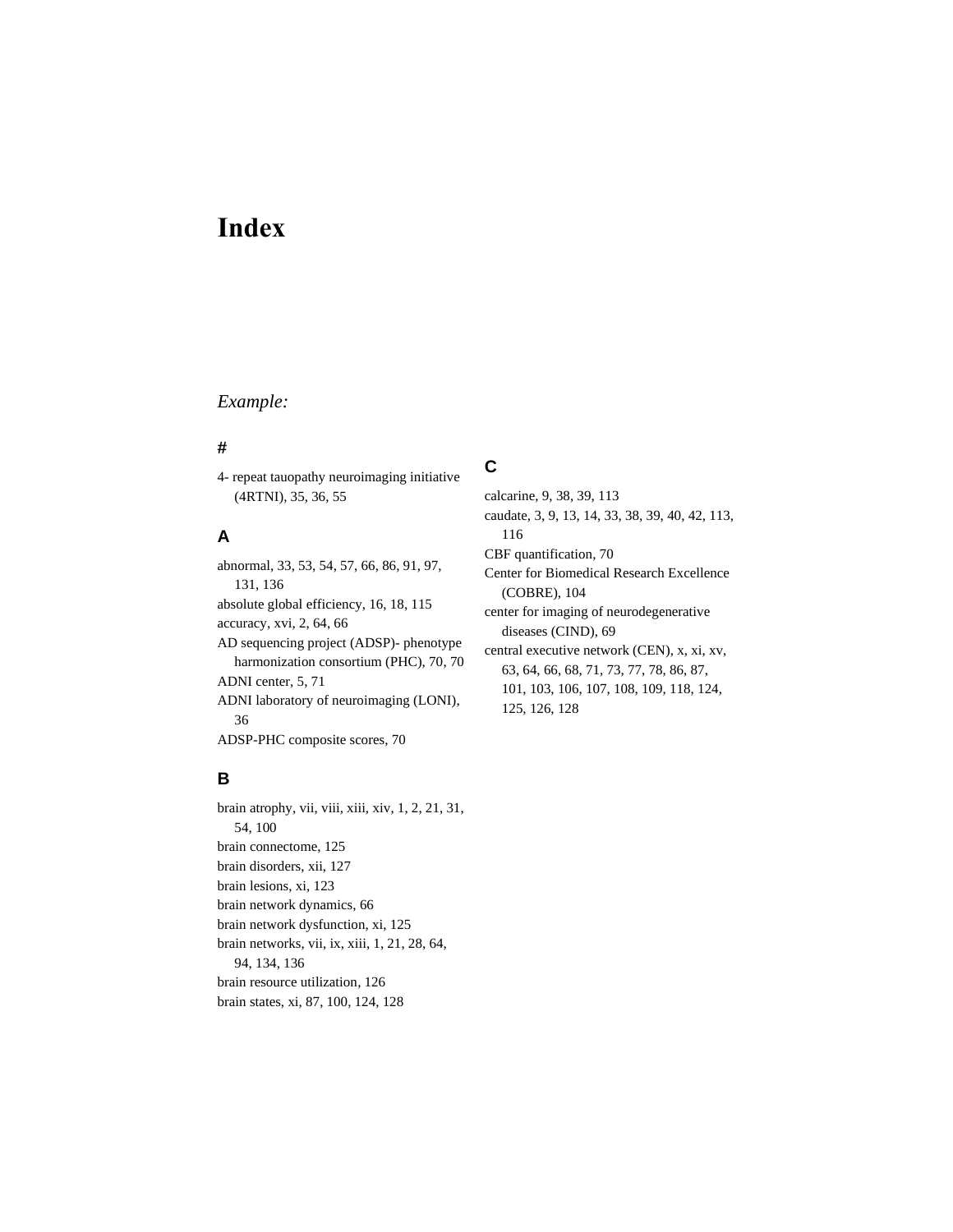# Index

*Example:*

### #

4- repeat tauopathy neuroimaging initiative (4RTNI), 35, 36, 55

### A

abnormal, 33, 53, 54, 57, 66, 86, 91, 97, 131, 136
absolute global efficiency, 16, 18, 115
accuracy, xvi, 2, 64, 66
AD sequencing project (ADSP)- phenotype harmonization consortium (PHC), 70, 70
ADNI center, 5, 71
ADNI laboratory of neuroimaging (LONI), 36
ADSP-PHC composite scores, 70

### B

brain atrophy, vii, viii, xiii, xiv, 1, 2, 21, 31, 54, 100
brain connectome, 125
brain disorders, xii, 127
brain lesions, xi, 123
brain network dynamics, 66
brain network dysfunction, xi, 125
brain networks, vii, ix, xiii, 1, 21, 28, 64, 94, 134, 136
brain resource utilization, 126
brain states, xi, 87, 100, 124, 128

### C

calcarine, 9, 38, 39, 113
caudate, 3, 9, 13, 14, 33, 38, 39, 40, 42, 113, 116
CBF quantification, 70
Center for Biomedical Research Excellence (COBRE), 104
center for imaging of neurodegenerative diseases (CIND), 69
central executive network (CEN), x, xi, xv, 63, 64, 66, 68, 71, 73, 77, 78, 86, 87, 101, 103, 106, 107, 108, 109, 118, 124, 125, 126, 128